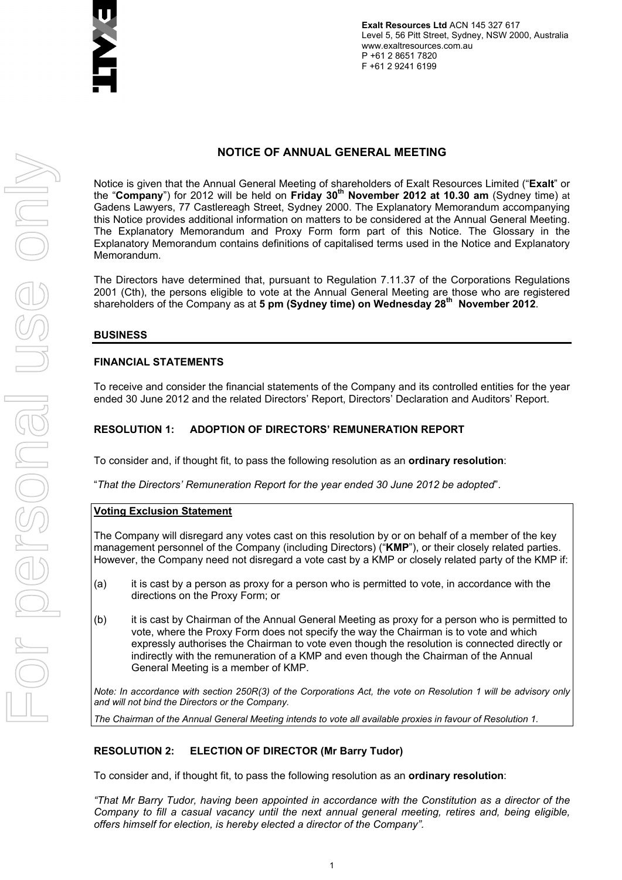**Exalt Resources Ltd** ACN 145 327 617
Level 5, 56 Pitt Street, Sydney, NSW 2000, Australia
www.exaltresources.com.au
P +61 2 8651 7820
F +61 2 9241 6199

# NOTICE OF ANNUAL GENERAL MEETING

Notice is given that the Annual General Meeting of shareholders of Exalt Resources Limited ("**Exalt**" or the "**Company**") for 2012 will be held on **Friday 30th November 2012 at 10.30 am** (Sydney time) at Gadens Lawyers, 77 Castlereagh Street, Sydney 2000. The Explanatory Memorandum accompanying this Notice provides additional information on matters to be considered at the Annual General Meeting. The Explanatory Memorandum and Proxy Form form part of this Notice. The Glossary in the Explanatory Memorandum contains definitions of capitalised terms used in the Notice and Explanatory Memorandum.

The Directors have determined that, pursuant to Regulation 7.11.37 of the Corporations Regulations 2001 (Cth), the persons eligible to vote at the Annual General Meeting are those who are registered shareholders of the Company as at **5 pm (Sydney time) on Wednesday 28th November 2012**.

## BUSINESS

### FINANCIAL STATEMENTS

To receive and consider the financial statements of the Company and its controlled entities for the year ended 30 June 2012 and the related Directors' Report, Directors' Declaration and Auditors' Report.

### RESOLUTION 1: ADOPTION OF DIRECTORS' REMUNERATION REPORT

To consider and, if thought fit, to pass the following resolution as an **ordinary resolution**:

"*That the Directors' Remuneration Report for the year ended 30 June 2012 be adopted*".

**Voting Exclusion Statement**

The Company will disregard any votes cast on this resolution by or on behalf of a member of the key management personnel of the Company (including Directors) ("**KMP**"), or their closely related parties. However, the Company need not disregard a vote cast by a KMP or closely related party of the KMP if:

(a) it is cast by a person as proxy for a person who is permitted to vote, in accordance with the directions on the Proxy Form; or

(b) it is cast by Chairman of the Annual General Meeting as proxy for a person who is permitted to vote, where the Proxy Form does not specify the way the Chairman is to vote and which expressly authorises the Chairman to vote even though the resolution is connected directly or indirectly with the remuneration of a KMP and even though the Chairman of the Annual General Meeting is a member of KMP.

*Note: In accordance with section 250R(3) of the Corporations Act, the vote on Resolution 1 will be advisory only and will not bind the Directors or the Company.*

*The Chairman of the Annual General Meeting intends to vote all available proxies in favour of Resolution 1.*

### RESOLUTION 2: ELECTION OF DIRECTOR (Mr Barry Tudor)

To consider and, if thought fit, to pass the following resolution as an **ordinary resolution**:

*"That Mr Barry Tudor, having been appointed in accordance with the Constitution as a director of the Company to fill a casual vacancy until the next annual general meeting, retires and, being eligible, offers himself for election, is hereby elected a director of the Company".*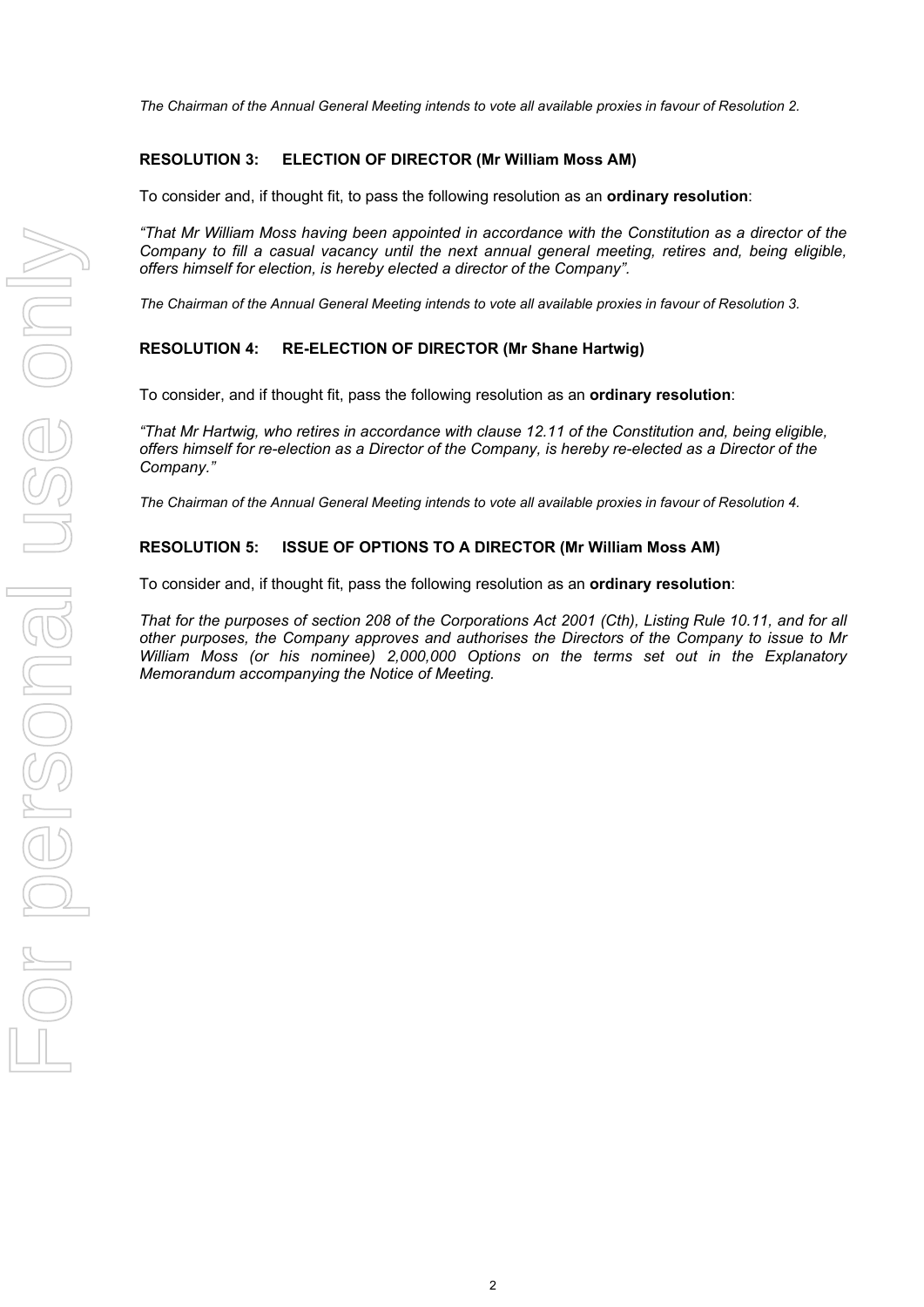*The Chairman of the Annual General Meeting intends to vote all available proxies in favour of Resolution 2.*

### RESOLUTION 3: ELECTION OF DIRECTOR (Mr William Moss AM)

To consider and, if thought fit, to pass the following resolution as an **ordinary resolution**:

*"That Mr William Moss having been appointed in accordance with the Constitution as a director of the Company to fill a casual vacancy until the next annual general meeting, retires and, being eligible, offers himself for election, is hereby elected a director of the Company".*

*The Chairman of the Annual General Meeting intends to vote all available proxies in favour of Resolution 3.*

### RESOLUTION 4: RE-ELECTION OF DIRECTOR (Mr Shane Hartwig)

To consider, and if thought fit, pass the following resolution as an **ordinary resolution**:

*"That Mr Hartwig, who retires in accordance with clause 12.11 of the Constitution and, being eligible, offers himself for re-election as a Director of the Company, is hereby re-elected as a Director of the Company."*

*The Chairman of the Annual General Meeting intends to vote all available proxies in favour of Resolution 4.*

### RESOLUTION 5: ISSUE OF OPTIONS TO A DIRECTOR (Mr William Moss AM)

To consider and, if thought fit, pass the following resolution as an **ordinary resolution**:

*That for the purposes of section 208 of the Corporations Act 2001 (Cth), Listing Rule 10.11, and for all other purposes, the Company approves and authorises the Directors of the Company to issue to Mr William Moss (or his nominee) 2,000,000 Options on the terms set out in the Explanatory Memorandum accompanying the Notice of Meeting.*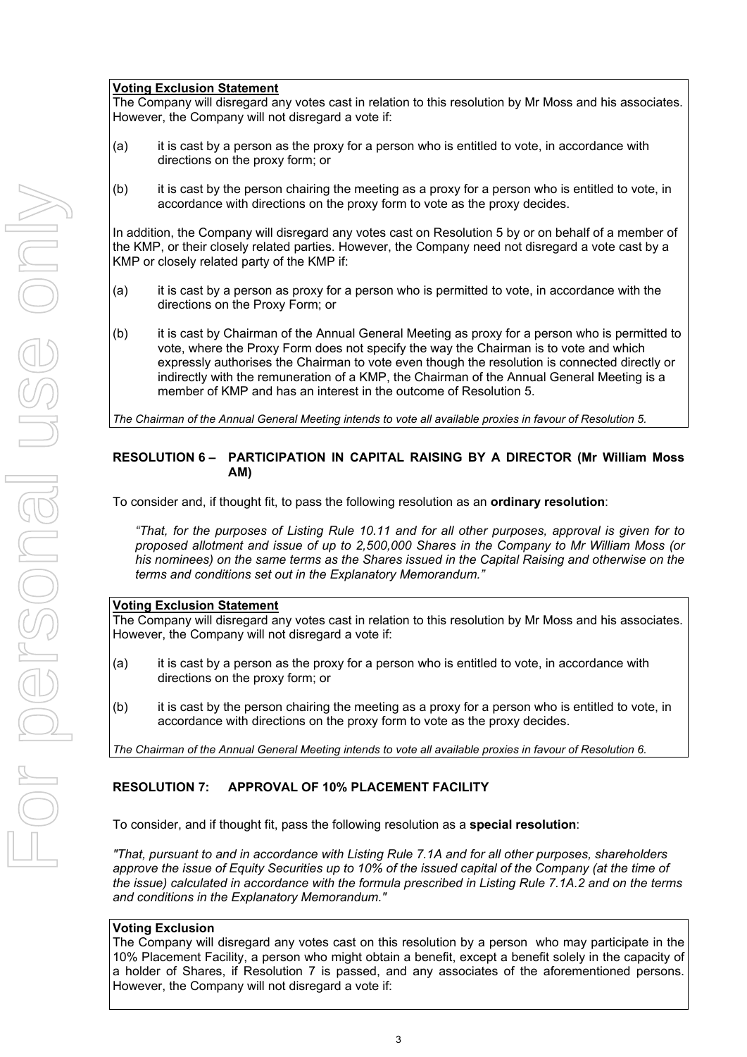**Voting Exclusion Statement**

The Company will disregard any votes cast in relation to this resolution by Mr Moss and his associates. However, the Company will not disregard a vote if:

(a) it is cast by a person as the proxy for a person who is entitled to vote, in accordance with directions on the proxy form; or

(b) it is cast by the person chairing the meeting as a proxy for a person who is entitled to vote, in accordance with directions on the proxy form to vote as the proxy decides.

In addition, the Company will disregard any votes cast on Resolution 5 by or on behalf of a member of the KMP, or their closely related parties. However, the Company need not disregard a vote cast by a KMP or closely related party of the KMP if:

(a) it is cast by a person as proxy for a person who is permitted to vote, in accordance with the directions on the Proxy Form; or

(b) it is cast by Chairman of the Annual General Meeting as proxy for a person who is permitted to vote, where the Proxy Form does not specify the way the Chairman is to vote and which expressly authorises the Chairman to vote even though the resolution is connected directly or indirectly with the remuneration of a KMP, the Chairman of the Annual General Meeting is a member of KMP and has an interest in the outcome of Resolution 5.

*The Chairman of the Annual General Meeting intends to vote all available proxies in favour of Resolution 5.*

### RESOLUTION 6 – PARTICIPATION IN CAPITAL RAISING BY A DIRECTOR (Mr William Moss AM)

To consider and, if thought fit, to pass the following resolution as an **ordinary resolution**:

*"That, for the purposes of Listing Rule 10.11 and for all other purposes, approval is given for to proposed allotment and issue of up to 2,500,000 Shares in the Company to Mr William Moss (or his nominees) on the same terms as the Shares issued in the Capital Raising and otherwise on the terms and conditions set out in the Explanatory Memorandum."*

**Voting Exclusion Statement**

The Company will disregard any votes cast in relation to this resolution by Mr Moss and his associates. However, the Company will not disregard a vote if:

(a) it is cast by a person as the proxy for a person who is entitled to vote, in accordance with directions on the proxy form; or

(b) it is cast by the person chairing the meeting as a proxy for a person who is entitled to vote, in accordance with directions on the proxy form to vote as the proxy decides.

*The Chairman of the Annual General Meeting intends to vote all available proxies in favour of Resolution 6.*

### RESOLUTION 7: APPROVAL OF 10% PLACEMENT FACILITY

To consider, and if thought fit, pass the following resolution as a **special resolution**:

*"That, pursuant to and in accordance with Listing Rule 7.1A and for all other purposes, shareholders approve the issue of Equity Securities up to 10% of the issued capital of the Company (at the time of the issue) calculated in accordance with the formula prescribed in Listing Rule 7.1A.2 and on the terms and conditions in the Explanatory Memorandum."*

**Voting Exclusion**

The Company will disregard any votes cast on this resolution by a person who may participate in the 10% Placement Facility, a person who might obtain a benefit, except a benefit solely in the capacity of a holder of Shares, if Resolution 7 is passed, and any associates of the aforementioned persons. However, the Company will not disregard a vote if: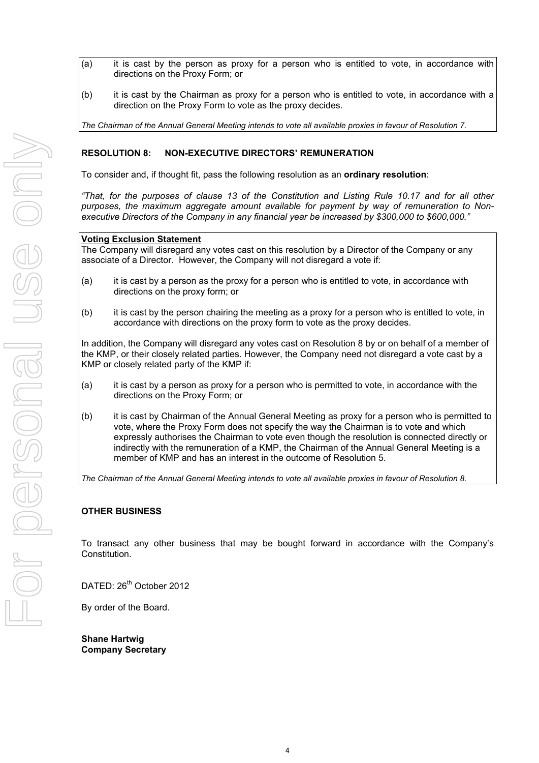(a) it is cast by the person as proxy for a person who is entitled to vote, in accordance with directions on the Proxy Form; or

(b) it is cast by the Chairman as proxy for a person who is entitled to vote, in accordance with a direction on the Proxy Form to vote as the proxy decides.

*The Chairman of the Annual General Meeting intends to vote all available proxies in favour of Resolution 7.*

### RESOLUTION 8: NON-EXECUTIVE DIRECTORS' REMUNERATION

To consider and, if thought fit, pass the following resolution as an **ordinary resolution**:

*"That, for the purposes of clause 13 of the Constitution and Listing Rule 10.17 and for all other purposes, the maximum aggregate amount available for payment by way of remuneration to Non-executive Directors of the Company in any financial year be increased by $300,000 to $600,000."*

**Voting Exclusion Statement**

The Company will disregard any votes cast on this resolution by a Director of the Company or any associate of a Director. However, the Company will not disregard a vote if:

(a) it is cast by a person as the proxy for a person who is entitled to vote, in accordance with directions on the proxy form; or

(b) it is cast by the person chairing the meeting as a proxy for a person who is entitled to vote, in accordance with directions on the proxy form to vote as the proxy decides.

In addition, the Company will disregard any votes cast on Resolution 8 by or on behalf of a member of the KMP, or their closely related parties. However, the Company need not disregard a vote cast by a KMP or closely related party of the KMP if:

(a) it is cast by a person as proxy for a person who is permitted to vote, in accordance with the directions on the Proxy Form; or

(b) it is cast by Chairman of the Annual General Meeting as proxy for a person who is permitted to vote, where the Proxy Form does not specify the way the Chairman is to vote and which expressly authorises the Chairman to vote even though the resolution is connected directly or indirectly with the remuneration of a KMP, the Chairman of the Annual General Meeting is a member of KMP and has an interest in the outcome of Resolution 5.

*The Chairman of the Annual General Meeting intends to vote all available proxies in favour of Resolution 8.*

### OTHER BUSINESS

To transact any other business that may be bought forward in accordance with the Company's Constitution.

DATED: 26th October 2012

By order of the Board.

**Shane Hartwig**
**Company Secretary**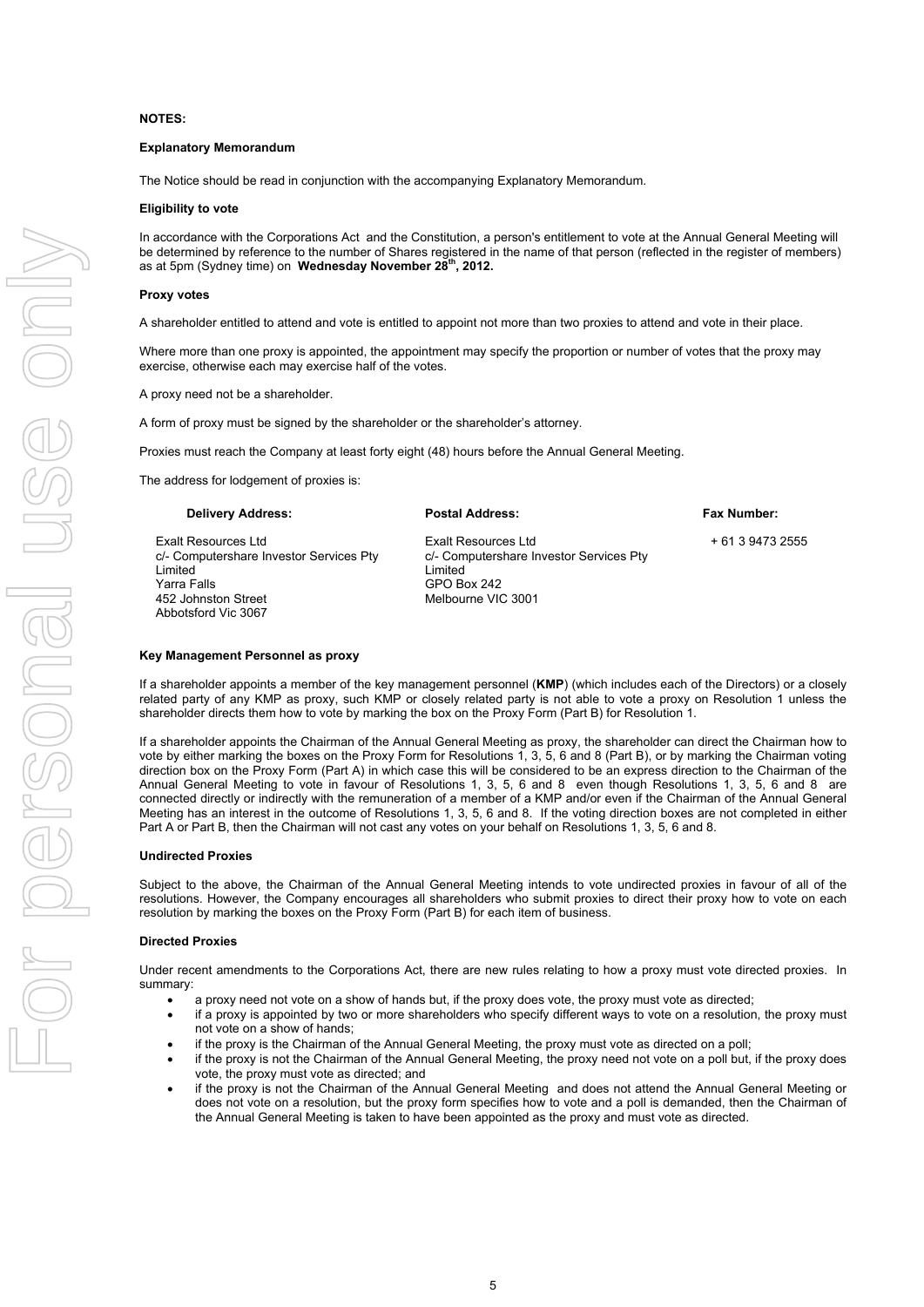**NOTES:**

**Explanatory Memorandum**

The Notice should be read in conjunction with the accompanying Explanatory Memorandum.

**Eligibility to vote**

In accordance with the Corporations Act and the Constitution, a person's entitlement to vote at the Annual General Meeting will be determined by reference to the number of Shares registered in the name of that person (reflected in the register of members) as at 5pm (Sydney time) on **Wednesday November 28th, 2012.**

**Proxy votes**

A shareholder entitled to attend and vote is entitled to appoint not more than two proxies to attend and vote in their place.

Where more than one proxy is appointed, the appointment may specify the proportion or number of votes that the proxy may exercise, otherwise each may exercise half of the votes.

A proxy need not be a shareholder.

A form of proxy must be signed by the shareholder or the shareholder's attorney.

Proxies must reach the Company at least forty eight (48) hours before the Annual General Meeting.

The address for lodgement of proxies is:

| Delivery Address: | Postal Address: | Fax Number: |
|---|---|---|
| Exalt Resources Ltd<br>c/- Computershare Investor Services Pty Limited<br>Yarra Falls<br>452 Johnston Street<br>Abbotsford Vic 3067 | Exalt Resources Ltd<br>c/- Computershare Investor Services Pty Limited<br>GPO Box 242<br>Melbourne VIC 3001 | + 61 3 9473 2555 |

**Key Management Personnel as proxy**

If a shareholder appoints a member of the key management personnel (**KMP**) (which includes each of the Directors) or a closely related party of any KMP as proxy, such KMP or closely related party is not able to vote a proxy on Resolution 1 unless the shareholder directs them how to vote by marking the box on the Proxy Form (Part B) for Resolution 1.

If a shareholder appoints the Chairman of the Annual General Meeting as proxy, the shareholder can direct the Chairman how to vote by either marking the boxes on the Proxy Form for Resolutions 1, 3, 5, 6 and 8 (Part B), or by marking the Chairman voting direction box on the Proxy Form (Part A) in which case this will be considered to be an express direction to the Chairman of the Annual General Meeting to vote in favour of Resolutions 1, 3, 5, 6 and 8 even though Resolutions 1, 3, 5, 6 and 8 are connected directly or indirectly with the remuneration of a member of a KMP and/or even if the Chairman of the Annual General Meeting has an interest in the outcome of Resolutions 1, 3, 5, 6 and 8. If the voting direction boxes are not completed in either Part A or Part B, then the Chairman will not cast any votes on your behalf on Resolutions 1, 3, 5, 6 and 8.

**Undirected Proxies**

Subject to the above, the Chairman of the Annual General Meeting intends to vote undirected proxies in favour of all of the resolutions. However, the Company encourages all shareholders who submit proxies to direct their proxy how to vote on each resolution by marking the boxes on the Proxy Form (Part B) for each item of business.

**Directed Proxies**

Under recent amendments to the Corporations Act, there are new rules relating to how a proxy must vote directed proxies. In summary:

- a proxy need not vote on a show of hands but, if the proxy does vote, the proxy must vote as directed;
- if a proxy is appointed by two or more shareholders who specify different ways to vote on a resolution, the proxy must not vote on a show of hands;
- if the proxy is the Chairman of the Annual General Meeting, the proxy must vote as directed on a poll;
- if the proxy is not the Chairman of the Annual General Meeting, the proxy need not vote on a poll but, if the proxy does vote, the proxy must vote as directed; and
- if the proxy is not the Chairman of the Annual General Meeting and does not attend the Annual General Meeting or does not vote on a resolution, but the proxy form specifies how to vote and a poll is demanded, then the Chairman of the Annual General Meeting is taken to have been appointed as the proxy and must vote as directed.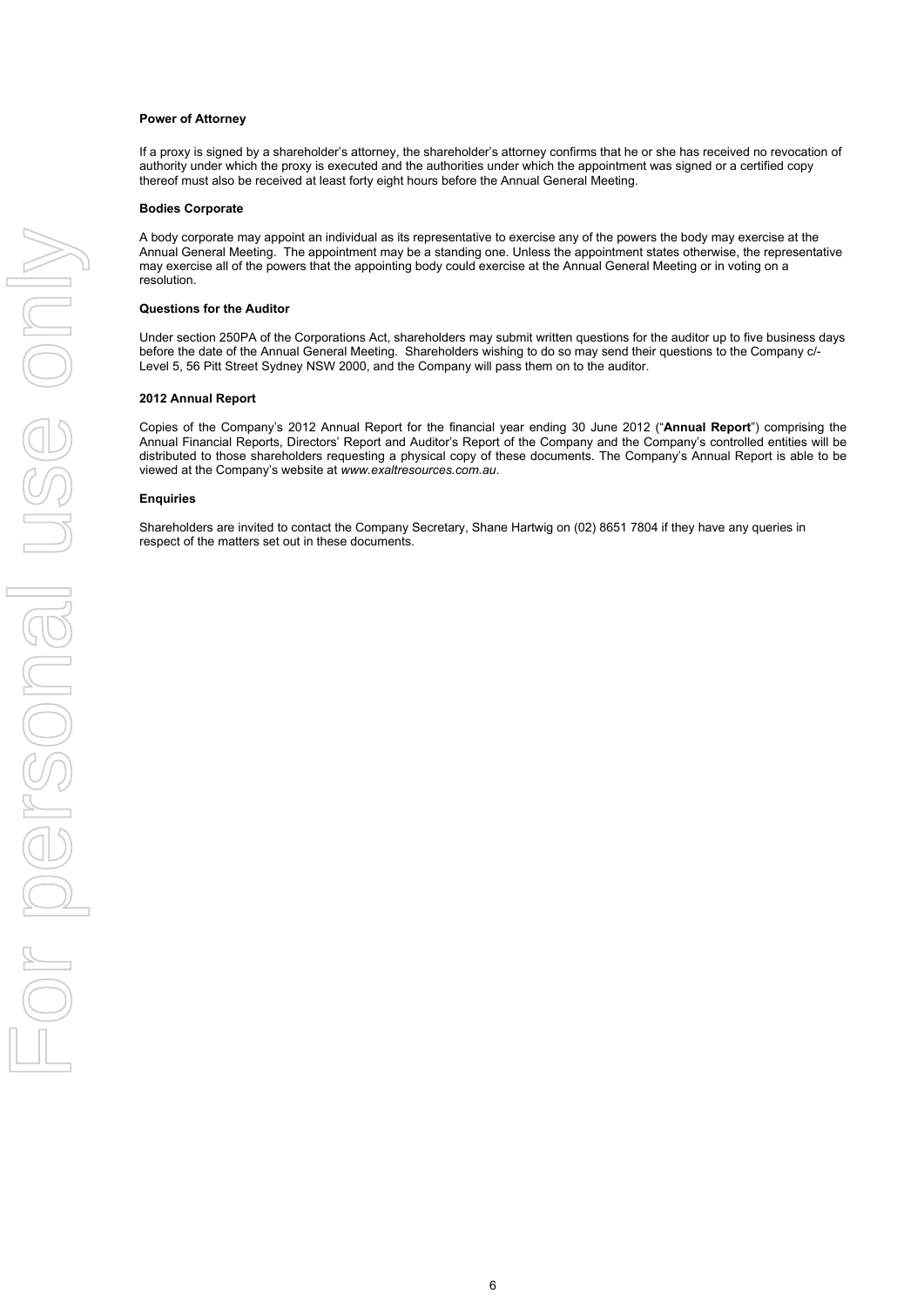**Power of Attorney**

If a proxy is signed by a shareholder's attorney, the shareholder's attorney confirms that he or she has received no revocation of authority under which the proxy is executed and the authorities under which the appointment was signed or a certified copy thereof must also be received at least forty eight hours before the Annual General Meeting.

**Bodies Corporate**

A body corporate may appoint an individual as its representative to exercise any of the powers the body may exercise at the Annual General Meeting. The appointment may be a standing one. Unless the appointment states otherwise, the representative may exercise all of the powers that the appointing body could exercise at the Annual General Meeting or in voting on a resolution.

**Questions for the Auditor**

Under section 250PA of the Corporations Act, shareholders may submit written questions for the auditor up to five business days before the date of the Annual General Meeting. Shareholders wishing to do so may send their questions to the Company c/- Level 5, 56 Pitt Street Sydney NSW 2000, and the Company will pass them on to the auditor.

**2012 Annual Report**

Copies of the Company's 2012 Annual Report for the financial year ending 30 June 2012 ("**Annual Report**") comprising the Annual Financial Reports, Directors' Report and Auditor's Report of the Company and the Company's controlled entities will be distributed to those shareholders requesting a physical copy of these documents. The Company's Annual Report is able to be viewed at the Company's website at *www.exaltresources.com.au*.

**Enquiries**

Shareholders are invited to contact the Company Secretary, Shane Hartwig on (02) 8651 7804 if they have any queries in respect of the matters set out in these documents.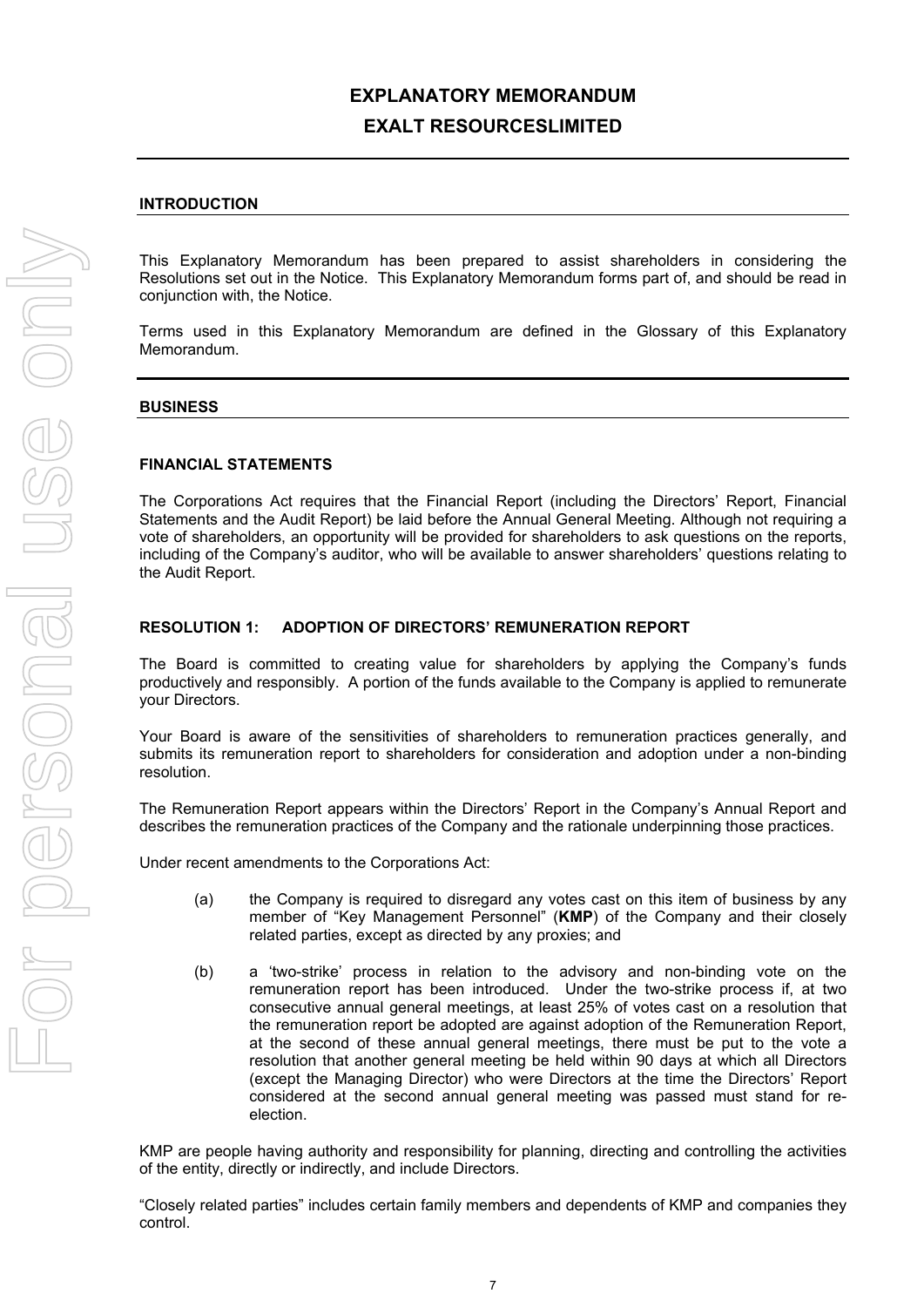# EXPLANATORY MEMORANDUM

# EXALT RESOURCESLIMITED

## INTRODUCTION

This Explanatory Memorandum has been prepared to assist shareholders in considering the Resolutions set out in the Notice. This Explanatory Memorandum forms part of, and should be read in conjunction with, the Notice.

Terms used in this Explanatory Memorandum are defined in the Glossary of this Explanatory Memorandum.

## BUSINESS

### FINANCIAL STATEMENTS

The Corporations Act requires that the Financial Report (including the Directors' Report, Financial Statements and the Audit Report) be laid before the Annual General Meeting. Although not requiring a vote of shareholders, an opportunity will be provided for shareholders to ask questions on the reports, including of the Company's auditor, who will be available to answer shareholders' questions relating to the Audit Report.

### RESOLUTION 1: ADOPTION OF DIRECTORS' REMUNERATION REPORT

The Board is committed to creating value for shareholders by applying the Company's funds productively and responsibly. A portion of the funds available to the Company is applied to remunerate your Directors.

Your Board is aware of the sensitivities of shareholders to remuneration practices generally, and submits its remuneration report to shareholders for consideration and adoption under a non-binding resolution.

The Remuneration Report appears within the Directors' Report in the Company's Annual Report and describes the remuneration practices of the Company and the rationale underpinning those practices.

Under recent amendments to the Corporations Act:

(a) the Company is required to disregard any votes cast on this item of business by any member of "Key Management Personnel" (**KMP**) of the Company and their closely related parties, except as directed by any proxies; and

(b) a 'two-strike' process in relation to the advisory and non-binding vote on the remuneration report has been introduced. Under the two-strike process if, at two consecutive annual general meetings, at least 25% of votes cast on a resolution that the remuneration report be adopted are against adoption of the Remuneration Report, at the second of these annual general meetings, there must be put to the vote a resolution that another general meeting be held within 90 days at which all Directors (except the Managing Director) who were Directors at the time the Directors' Report considered at the second annual general meeting was passed must stand for re-election.

KMP are people having authority and responsibility for planning, directing and controlling the activities of the entity, directly or indirectly, and include Directors.

"Closely related parties" includes certain family members and dependents of KMP and companies they control.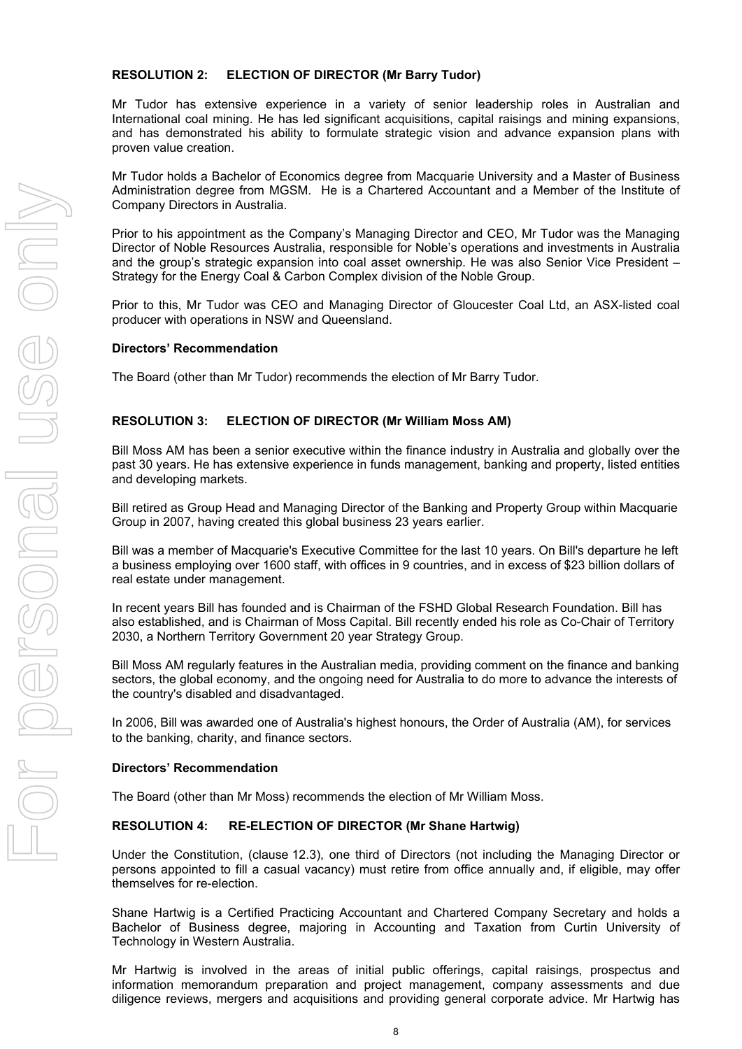### RESOLUTION 2: ELECTION OF DIRECTOR (Mr Barry Tudor)

Mr Tudor has extensive experience in a variety of senior leadership roles in Australian and International coal mining. He has led significant acquisitions, capital raisings and mining expansions, and has demonstrated his ability to formulate strategic vision and advance expansion plans with proven value creation.

Mr Tudor holds a Bachelor of Economics degree from Macquarie University and a Master of Business Administration degree from MGSM. He is a Chartered Accountant and a Member of the Institute of Company Directors in Australia.

Prior to his appointment as the Company's Managing Director and CEO, Mr Tudor was the Managing Director of Noble Resources Australia, responsible for Noble's operations and investments in Australia and the group's strategic expansion into coal asset ownership. He was also Senior Vice President – Strategy for the Energy Coal & Carbon Complex division of the Noble Group.

Prior to this, Mr Tudor was CEO and Managing Director of Gloucester Coal Ltd, an ASX-listed coal producer with operations in NSW and Queensland.

**Directors' Recommendation**

The Board (other than Mr Tudor) recommends the election of Mr Barry Tudor.

### RESOLUTION 3: ELECTION OF DIRECTOR (Mr William Moss AM)

Bill Moss AM has been a senior executive within the finance industry in Australia and globally over the past 30 years. He has extensive experience in funds management, banking and property, listed entities and developing markets.

Bill retired as Group Head and Managing Director of the Banking and Property Group within Macquarie Group in 2007, having created this global business 23 years earlier.

Bill was a member of Macquarie's Executive Committee for the last 10 years. On Bill's departure he left a business employing over 1600 staff, with offices in 9 countries, and in excess of $23 billion dollars of real estate under management.

In recent years Bill has founded and is Chairman of the FSHD Global Research Foundation. Bill has also established, and is Chairman of Moss Capital. Bill recently ended his role as Co-Chair of Territory 2030, a Northern Territory Government 20 year Strategy Group.

Bill Moss AM regularly features in the Australian media, providing comment on the finance and banking sectors, the global economy, and the ongoing need for Australia to do more to advance the interests of the country's disabled and disadvantaged.

In 2006, Bill was awarded one of Australia's highest honours, the Order of Australia (AM), for services to the banking, charity, and finance sectors.

**Directors' Recommendation**

The Board (other than Mr Moss) recommends the election of Mr William Moss.

### RESOLUTION 4: RE-ELECTION OF DIRECTOR (Mr Shane Hartwig)

Under the Constitution, (clause 12.3), one third of Directors (not including the Managing Director or persons appointed to fill a casual vacancy) must retire from office annually and, if eligible, may offer themselves for re-election.

Shane Hartwig is a Certified Practicing Accountant and Chartered Company Secretary and holds a Bachelor of Business degree, majoring in Accounting and Taxation from Curtin University of Technology in Western Australia.

Mr Hartwig is involved in the areas of initial public offerings, capital raisings, prospectus and information memorandum preparation and project management, company assessments and due diligence reviews, mergers and acquisitions and providing general corporate advice. Mr Hartwig has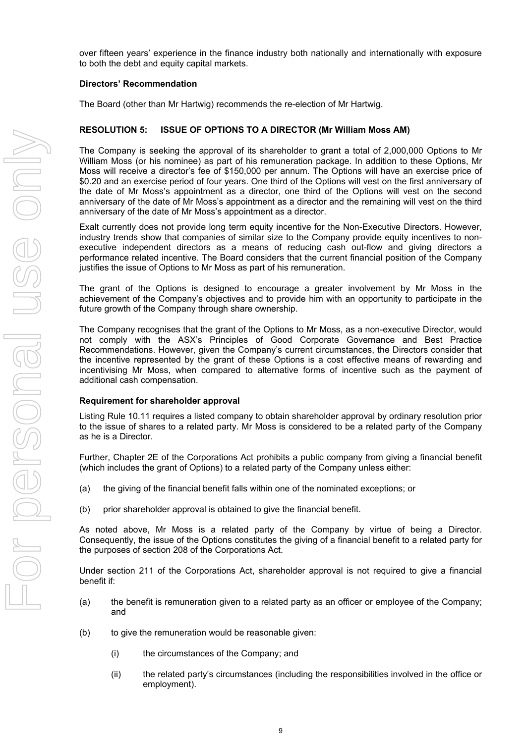over fifteen years' experience in the finance industry both nationally and internationally with exposure to both the debt and equity capital markets.

**Directors' Recommendation**

The Board (other than Mr Hartwig) recommends the re-election of Mr Hartwig.

**RESOLUTION 5: ISSUE OF OPTIONS TO A DIRECTOR (Mr William Moss AM)**

The Company is seeking the approval of its shareholder to grant a total of 2,000,000 Options to Mr William Moss (or his nominee) as part of his remuneration package. In addition to these Options, Mr Moss will receive a director's fee of $150,000 per annum. The Options will have an exercise price of $0.20 and an exercise period of four years. One third of the Options will vest on the first anniversary of the date of Mr Moss's appointment as a director, one third of the Options will vest on the second anniversary of the date of Mr Moss's appointment as a director and the remaining will vest on the third anniversary of the date of Mr Moss's appointment as a director.

Exalt currently does not provide long term equity incentive for the Non-Executive Directors. However, industry trends show that companies of similar size to the Company provide equity incentives to non-executive independent directors as a means of reducing cash out-flow and giving directors a performance related incentive. The Board considers that the current financial position of the Company justifies the issue of Options to Mr Moss as part of his remuneration.

The grant of the Options is designed to encourage a greater involvement by Mr Moss in the achievement of the Company's objectives and to provide him with an opportunity to participate in the future growth of the Company through share ownership.

The Company recognises that the grant of the Options to Mr Moss, as a non-executive Director, would not comply with the ASX's Principles of Good Corporate Governance and Best Practice Recommendations. However, given the Company's current circumstances, the Directors consider that the incentive represented by the grant of these Options is a cost effective means of rewarding and incentivising Mr Moss, when compared to alternative forms of incentive such as the payment of additional cash compensation.

**Requirement for shareholder approval**

Listing Rule 10.11 requires a listed company to obtain shareholder approval by ordinary resolution prior to the issue of shares to a related party. Mr Moss is considered to be a related party of the Company as he is a Director.

Further, Chapter 2E of the Corporations Act prohibits a public company from giving a financial benefit (which includes the grant of Options) to a related party of the Company unless either:

(a) the giving of the financial benefit falls within one of the nominated exceptions; or

(b) prior shareholder approval is obtained to give the financial benefit.

As noted above, Mr Moss is a related party of the Company by virtue of being a Director. Consequently, the issue of the Options constitutes the giving of a financial benefit to a related party for the purposes of section 208 of the Corporations Act.

Under section 211 of the Corporations Act, shareholder approval is not required to give a financial benefit if:

(a) the benefit is remuneration given to a related party as an officer or employee of the Company; and

(b) to give the remuneration would be reasonable given:

 (i) the circumstances of the Company; and

 (ii) the related party's circumstances (including the responsibilities involved in the office or employment).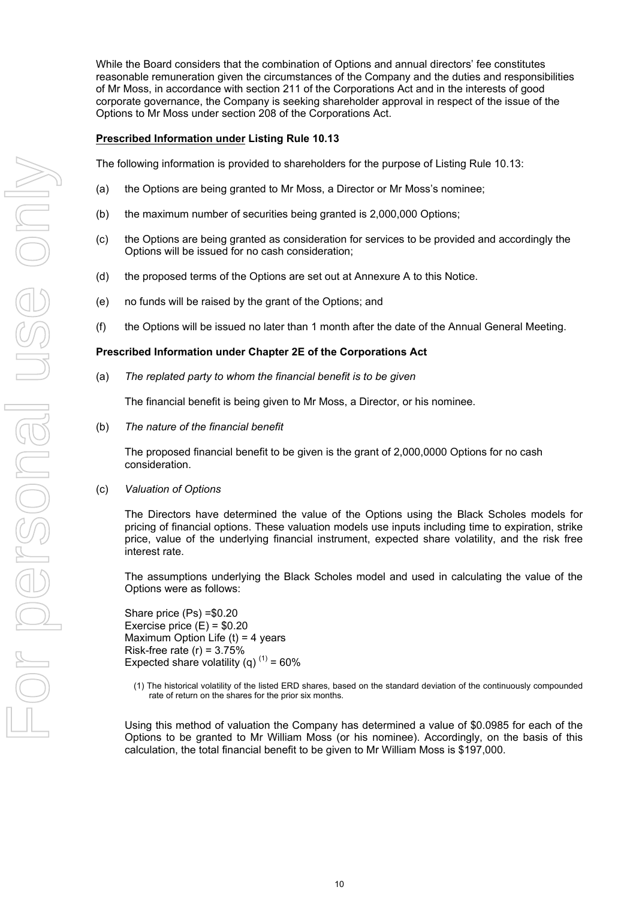While the Board considers that the combination of Options and annual directors' fee constitutes reasonable remuneration given the circumstances of the Company and the duties and responsibilities of Mr Moss, in accordance with section 211 of the Corporations Act and in the interests of good corporate governance, the Company is seeking shareholder approval in respect of the issue of the Options to Mr Moss under section 208 of the Corporations Act.

**<u>Prescribed Information under</u> Listing Rule 10.13**

The following information is provided to shareholders for the purpose of Listing Rule 10.13:

(a) the Options are being granted to Mr Moss, a Director or Mr Moss's nominee;

(b) the maximum number of securities being granted is 2,000,000 Options;

(c) the Options are being granted as consideration for services to be provided and accordingly the Options will be issued for no cash consideration;

(d) the proposed terms of the Options are set out at Annexure A to this Notice.

(e) no funds will be raised by the grant of the Options; and

(f) the Options will be issued no later than 1 month after the date of the Annual General Meeting.

**Prescribed Information under Chapter 2E of the Corporations Act**

(a) *The replated party to whom the financial benefit is to be given*

The financial benefit is being given to Mr Moss, a Director, or his nominee.

(b) *The nature of the financial benefit*

The proposed financial benefit to be given is the grant of 2,000,0000 Options for no cash consideration.

(c) *Valuation of Options*

The Directors have determined the value of the Options using the Black Scholes models for pricing of financial options. These valuation models use inputs including time to expiration, strike price, value of the underlying financial instrument, expected share volatility, and the risk free interest rate.

The assumptions underlying the Black Scholes model and used in calculating the value of the Options were as follows:

Share price (Ps) =$0.20
Exercise price (E) = $0.20
Maximum Option Life (t) = 4 years
Risk-free rate (r) = 3.75%
Expected share volatility (q) [1] = 60%

(1) The historical volatility of the listed ERD shares, based on the standard deviation of the continuously compounded rate of return on the shares for the prior six months.

Using this method of valuation the Company has determined a value of $0.0985 for each of the Options to be granted to Mr William Moss (or his nominee). Accordingly, on the basis of this calculation, the total financial benefit to be given to Mr William Moss is $197,000.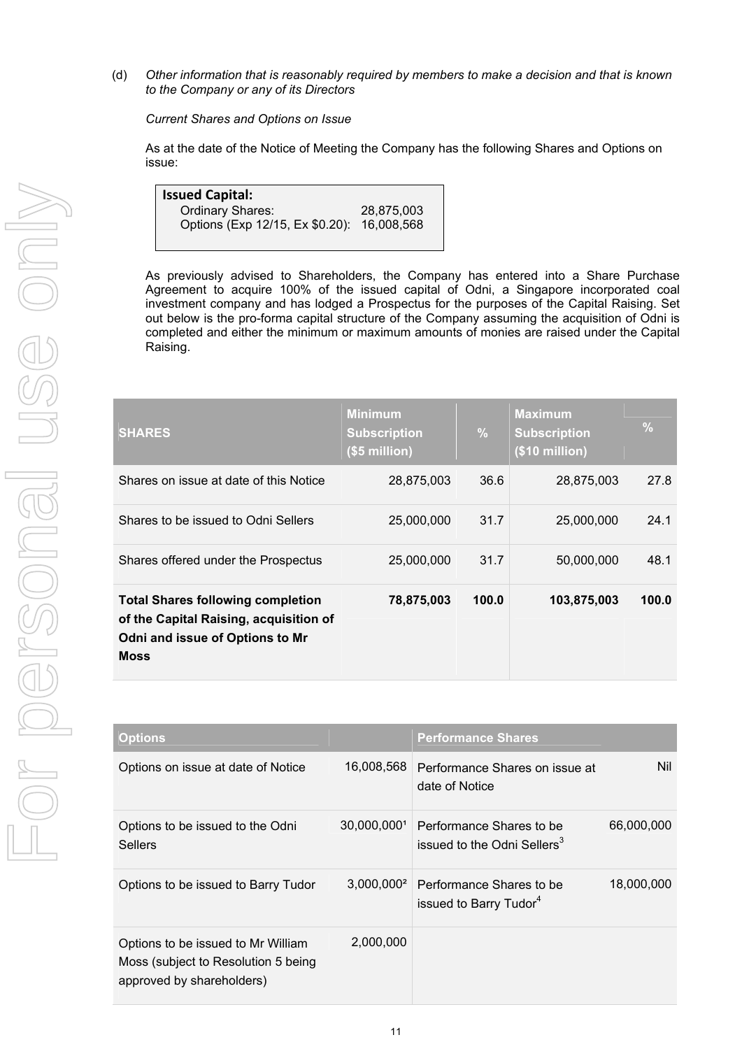(d) *Other information that is reasonably required by members to make a decision and that is known to the Company or any of its Directors*

*Current Shares and Options on Issue*

As at the date of the Notice of Meeting the Company has the following Shares and Options on issue:

| **Issued Capital:** | |
|---|---|
| Ordinary Shares: | 28,875,003 |
| Options (Exp 12/15, Ex $0.20): | 16,008,568 |

As previously advised to Shareholders, the Company has entered into a Share Purchase Agreement to acquire 100% of the issued capital of Odni, a Singapore incorporated coal investment company and has lodged a Prospectus for the purposes of the Capital Raising. Set out below is the pro-forma capital structure of the Company assuming the acquisition of Odni is completed and either the minimum or maximum amounts of monies are raised under the Capital Raising.

| SHARES | Minimum Subscription ($5 million) | % | Maximum Subscription ($10 million) | % |
|---|---|---|---|---|
| Shares on issue at date of this Notice | 28,875,003 | 36.6 | 28,875,003 | 27.8 |
| Shares to be issued to Odni Sellers | 25,000,000 | 31.7 | 25,000,000 | 24.1 |
| Shares offered under the Prospectus | 25,000,000 | 31.7 | 50,000,000 | 48.1 |
| **Total Shares following completion of the Capital Raising, acquisition of Odni and issue of Options to Mr Moss** | **78,875,003** | **100.0** | **103,875,003** | **100.0** |

| Options | | Performance Shares | |
|---|---|---|---|
| Options on issue at date of Notice | 16,008,568 | Performance Shares on issue at date of Notice | Nil |
| Options to be issued to the Odni Sellers | 30,000,000[1] | Performance Shares to be issued to the Odni Sellers[3] | 66,000,000 |
| Options to be issued to Barry Tudor | 3,000,000[2] | Performance Shares to be issued to Barry Tudor[4] | 18,000,000 |
| Options to be issued to Mr William Moss (subject to Resolution 5 being approved by shareholders) | 2,000,000 | | |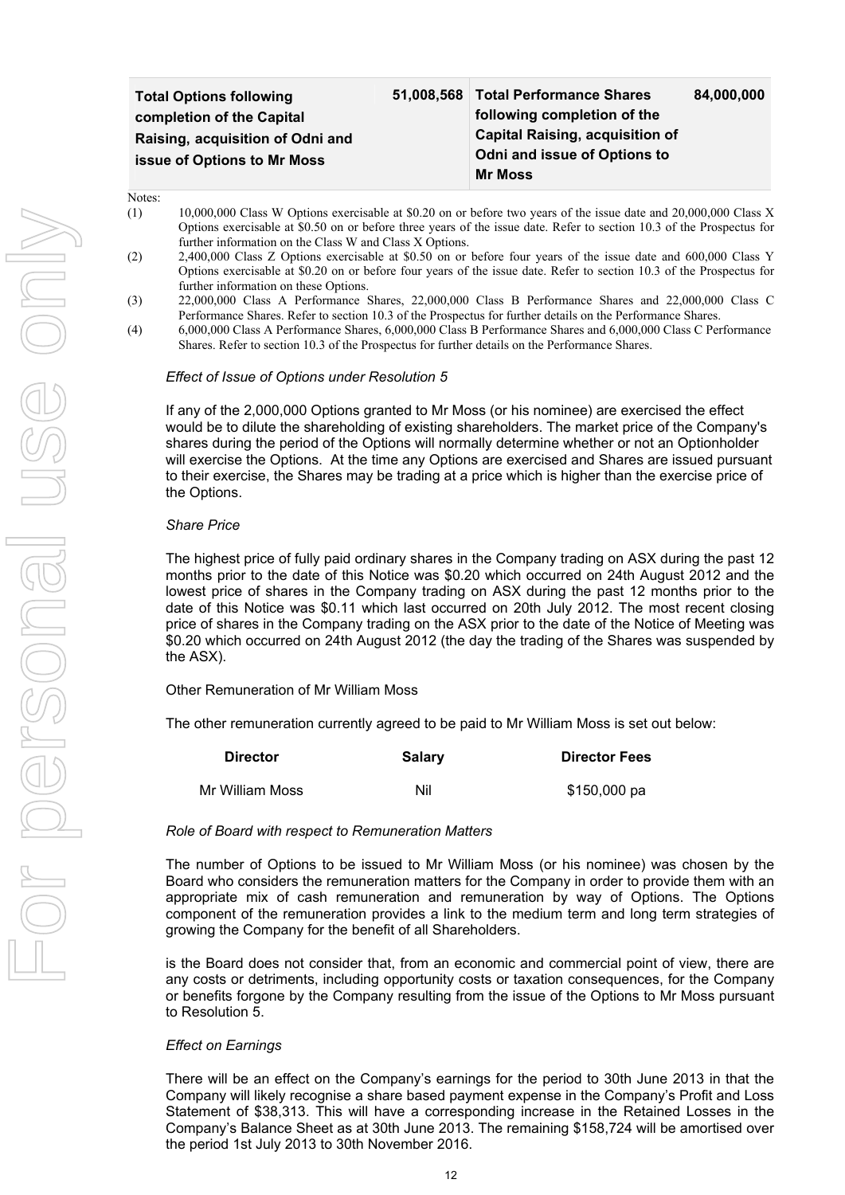| Total Options following completion of the Capital Raising, acquisition of Odni and issue of Options to Mr Moss | 51,008,568 | Total Performance Shares following completion of the Capital Raising, acquisition of Odni and issue of Options to Mr Moss | 84,000,000 |
|---|---|---|---|

Notes:

(1) 10,000,000 Class W Options exercisable at $0.20 on or before two years of the issue date and 20,000,000 Class X Options exercisable at $0.50 on or before three years of the issue date. Refer to section 10.3 of the Prospectus for further information on the Class W and Class X Options.

(2) 2,400,000 Class Z Options exercisable at $0.50 on or before four years of the issue date and 600,000 Class Y Options exercisable at $0.20 on or before four years of the issue date. Refer to section 10.3 of the Prospectus for further information on these Options.

(3) 22,000,000 Class A Performance Shares, 22,000,000 Class B Performance Shares and 22,000,000 Class C Performance Shares. Refer to section 10.3 of the Prospectus for further details on the Performance Shares.

(4) 6,000,000 Class A Performance Shares, 6,000,000 Class B Performance Shares and 6,000,000 Class C Performance Shares. Refer to section 10.3 of the Prospectus for further details on the Performance Shares.

*Effect of Issue of Options under Resolution 5*

If any of the 2,000,000 Options granted to Mr Moss (or his nominee) are exercised the effect would be to dilute the shareholding of existing shareholders. The market price of the Company's shares during the period of the Options will normally determine whether or not an Optionholder will exercise the Options. At the time any Options are exercised and Shares are issued pursuant to their exercise, the Shares may be trading at a price which is higher than the exercise price of the Options.

*Share Price*

The highest price of fully paid ordinary shares in the Company trading on ASX during the past 12 months prior to the date of this Notice was $0.20 which occurred on 24th August 2012 and the lowest price of shares in the Company trading on ASX during the past 12 months prior to the date of this Notice was $0.11 which last occurred on 20th July 2012. The most recent closing price of shares in the Company trading on the ASX prior to the date of the Notice of Meeting was $0.20 which occurred on 24th August 2012 (the day the trading of the Shares was suspended by the ASX).

Other Remuneration of Mr William Moss

The other remuneration currently agreed to be paid to Mr William Moss is set out below:

| Director | Salary | Director Fees |
|---|---|---|
| Mr William Moss | Nil | $150,000 pa |

*Role of Board with respect to Remuneration Matters*

The number of Options to be issued to Mr William Moss (or his nominee) was chosen by the Board who considers the remuneration matters for the Company in order to provide them with an appropriate mix of cash remuneration and remuneration by way of Options. The Options component of the remuneration provides a link to the medium term and long term strategies of growing the Company for the benefit of all Shareholders.

is the Board does not consider that, from an economic and commercial point of view, there are any costs or detriments, including opportunity costs or taxation consequences, for the Company or benefits forgone by the Company resulting from the issue of the Options to Mr Moss pursuant to Resolution 5.

*Effect on Earnings*

There will be an effect on the Company's earnings for the period to 30th June 2013 in that the Company will likely recognise a share based payment expense in the Company's Profit and Loss Statement of $38,313. This will have a corresponding increase in the Retained Losses in the Company's Balance Sheet as at 30th June 2013. The remaining $158,724 will be amortised over the period 1st July 2013 to 30th November 2016.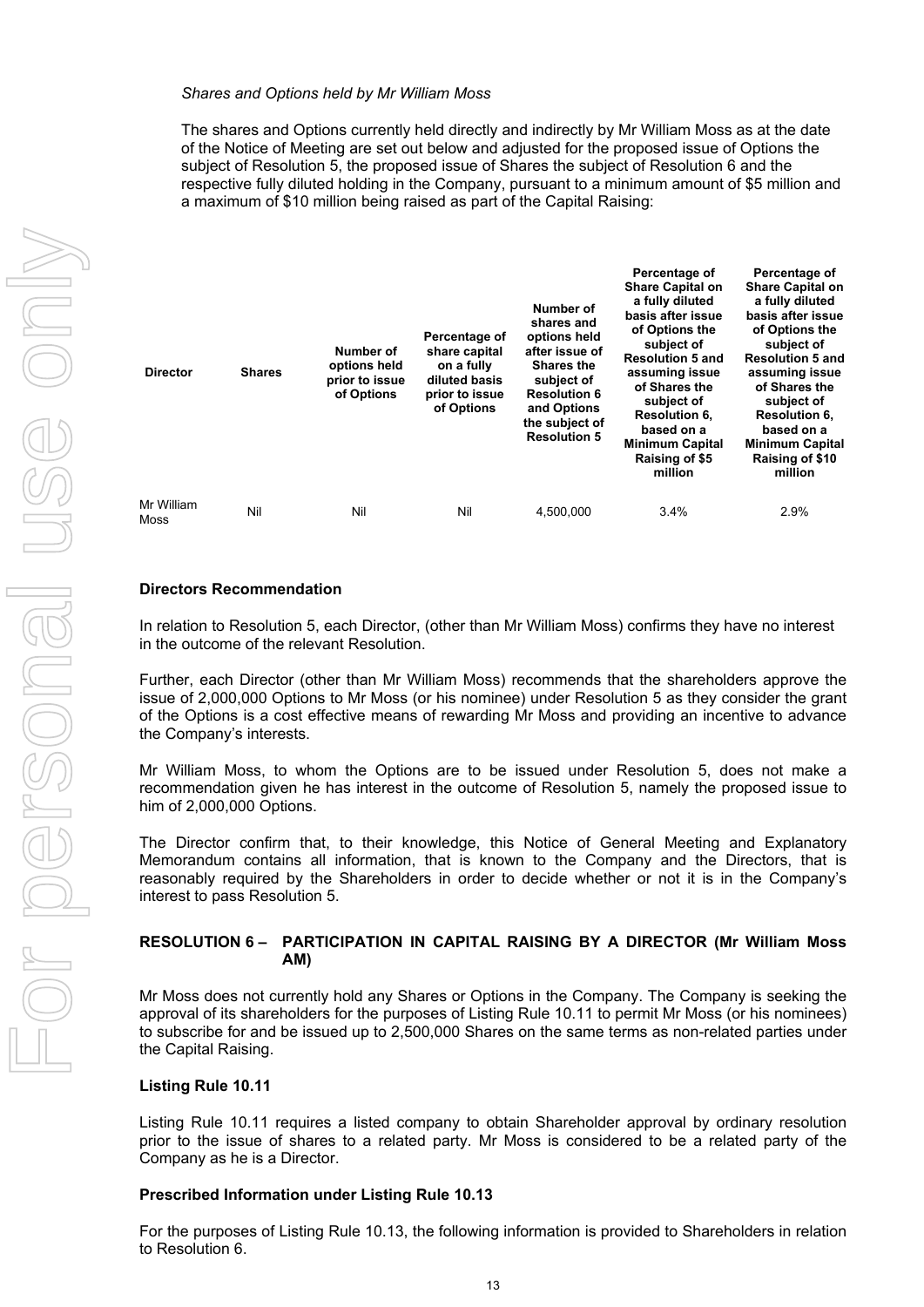*Shares and Options held by Mr William Moss*

The shares and Options currently held directly and indirectly by Mr William Moss as at the date of the Notice of Meeting are set out below and adjusted for the proposed issue of Options the subject of Resolution 5, the proposed issue of Shares the subject of Resolution 6 and the respective fully diluted holding in the Company, pursuant to a minimum amount of $5 million and a maximum of $10 million being raised as part of the Capital Raising:

| Director | Shares | Number of options held prior to issue of Options | Percentage of share capital on a fully diluted basis prior to issue of Options | Number of shares and options held after issue of Shares the subject of Resolution 6 and Options the subject of Resolution 5 | Percentage of Share Capital on a fully diluted basis after issue of Options the subject of Resolution 5 and assuming issue of Shares the subject of Resolution 6, based on a Minimum Capital Raising of $5 million | Percentage of Share Capital on a fully diluted basis after issue of Options the subject of Resolution 5 and assuming issue of Shares the subject of Resolution 6, based on a Minimum Capital Raising of $10 million |
|---|---|---|---|---|---|---|
| Mr William Moss | Nil | Nil | Nil | 4,500,000 | 3.4% | 2.9% |

**Directors Recommendation**

In relation to Resolution 5, each Director, (other than Mr William Moss) confirms they have no interest in the outcome of the relevant Resolution.

Further, each Director (other than Mr William Moss) recommends that the shareholders approve the issue of 2,000,000 Options to Mr Moss (or his nominee) under Resolution 5 as they consider the grant of the Options is a cost effective means of rewarding Mr Moss and providing an incentive to advance the Company's interests.

Mr William Moss, to whom the Options are to be issued under Resolution 5, does not make a recommendation given he has interest in the outcome of Resolution 5, namely the proposed issue to him of 2,000,000 Options.

The Director confirm that, to their knowledge, this Notice of General Meeting and Explanatory Memorandum contains all information, that is known to the Company and the Directors, that is reasonably required by the Shareholders in order to decide whether or not it is in the Company's interest to pass Resolution 5.

**RESOLUTION 6 – PARTICIPATION IN CAPITAL RAISING BY A DIRECTOR (Mr William Moss AM)**

Mr Moss does not currently hold any Shares or Options in the Company. The Company is seeking the approval of its shareholders for the purposes of Listing Rule 10.11 to permit Mr Moss (or his nominees) to subscribe for and be issued up to 2,500,000 Shares on the same terms as non-related parties under the Capital Raising.

**Listing Rule 10.11**

Listing Rule 10.11 requires a listed company to obtain Shareholder approval by ordinary resolution prior to the issue of shares to a related party. Mr Moss is considered to be a related party of the Company as he is a Director.

**Prescribed Information under Listing Rule 10.13**

For the purposes of Listing Rule 10.13, the following information is provided to Shareholders in relation to Resolution 6.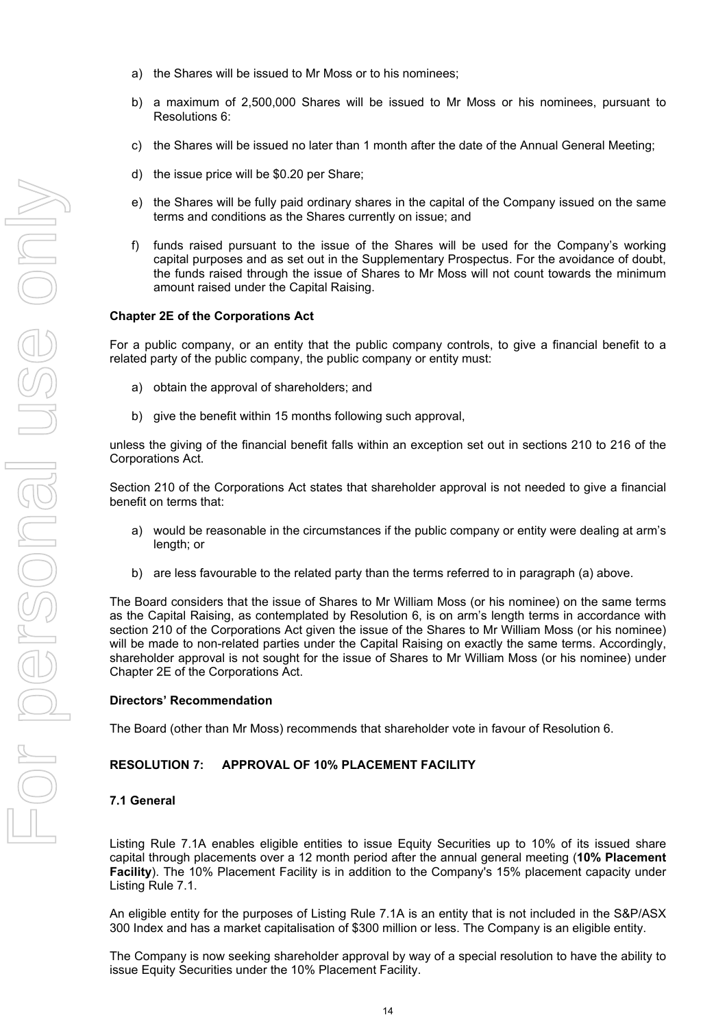a) the Shares will be issued to Mr Moss or to his nominees;

b) a maximum of 2,500,000 Shares will be issued to Mr Moss or his nominees, pursuant to Resolutions 6:

c) the Shares will be issued no later than 1 month after the date of the Annual General Meeting;

d) the issue price will be $0.20 per Share;

e) the Shares will be fully paid ordinary shares in the capital of the Company issued on the same terms and conditions as the Shares currently on issue; and

f) funds raised pursuant to the issue of the Shares will be used for the Company's working capital purposes and as set out in the Supplementary Prospectus. For the avoidance of doubt, the funds raised through the issue of Shares to Mr Moss will not count towards the minimum amount raised under the Capital Raising.

**Chapter 2E of the Corporations Act**

For a public company, or an entity that the public company controls, to give a financial benefit to a related party of the public company, the public company or entity must:

a) obtain the approval of shareholders; and

b) give the benefit within 15 months following such approval,

unless the giving of the financial benefit falls within an exception set out in sections 210 to 216 of the Corporations Act.

Section 210 of the Corporations Act states that shareholder approval is not needed to give a financial benefit on terms that:

a) would be reasonable in the circumstances if the public company or entity were dealing at arm's length; or

b) are less favourable to the related party than the terms referred to in paragraph (a) above.

The Board considers that the issue of Shares to Mr William Moss (or his nominee) on the same terms as the Capital Raising, as contemplated by Resolution 6, is on arm's length terms in accordance with section 210 of the Corporations Act given the issue of the Shares to Mr William Moss (or his nominee) will be made to non-related parties under the Capital Raising on exactly the same terms. Accordingly, shareholder approval is not sought for the issue of Shares to Mr William Moss (or his nominee) under Chapter 2E of the Corporations Act.

**Directors' Recommendation**

The Board (other than Mr Moss) recommends that shareholder vote in favour of Resolution 6.

## RESOLUTION 7: APPROVAL OF 10% PLACEMENT FACILITY

### 7.1 General

Listing Rule 7.1A enables eligible entities to issue Equity Securities up to 10% of its issued share capital through placements over a 12 month period after the annual general meeting (**10% Placement Facility**). The 10% Placement Facility is in addition to the Company's 15% placement capacity under Listing Rule 7.1.

An eligible entity for the purposes of Listing Rule 7.1A is an entity that is not included in the S&P/ASX 300 Index and has a market capitalisation of $300 million or less. The Company is an eligible entity.

The Company is now seeking shareholder approval by way of a special resolution to have the ability to issue Equity Securities under the 10% Placement Facility.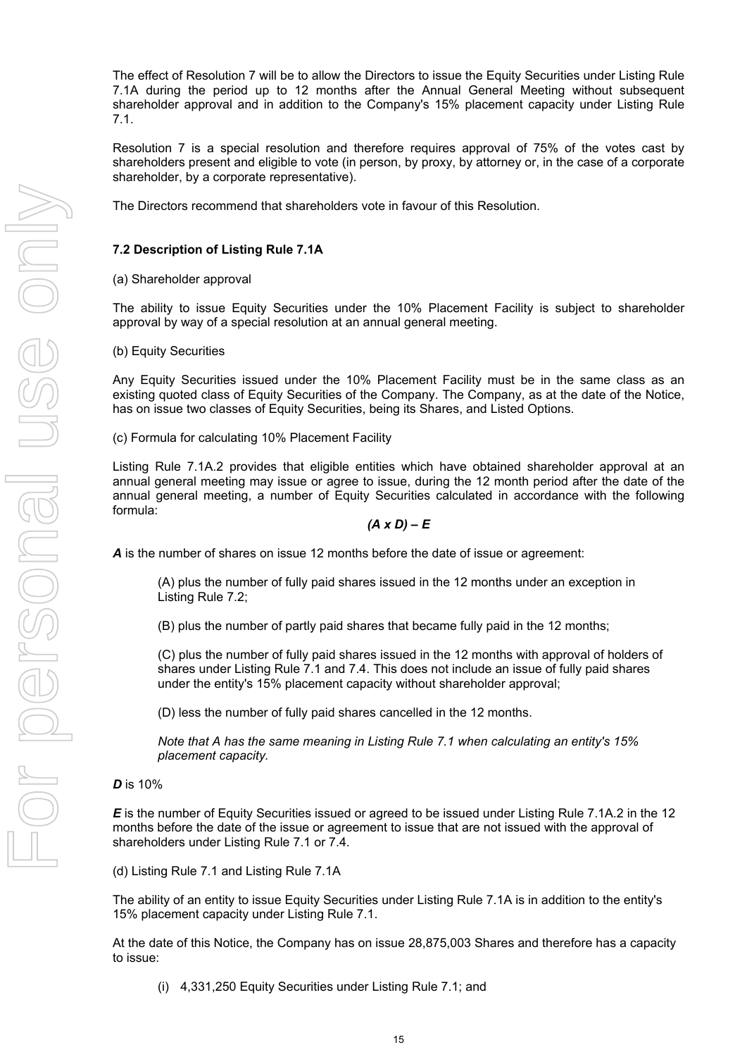The effect of Resolution 7 will be to allow the Directors to issue the Equity Securities under Listing Rule 7.1A during the period up to 12 months after the Annual General Meeting without subsequent shareholder approval and in addition to the Company's 15% placement capacity under Listing Rule 7.1.

Resolution 7 is a special resolution and therefore requires approval of 75% of the votes cast by shareholders present and eligible to vote (in person, by proxy, by attorney or, in the case of a corporate shareholder, by a corporate representative).

The Directors recommend that shareholders vote in favour of this Resolution.

**7.2 Description of Listing Rule 7.1A**

(a) Shareholder approval

The ability to issue Equity Securities under the 10% Placement Facility is subject to shareholder approval by way of a special resolution at an annual general meeting.

(b) Equity Securities

Any Equity Securities issued under the 10% Placement Facility must be in the same class as an existing quoted class of Equity Securities of the Company. The Company, as at the date of the Notice, has on issue two classes of Equity Securities, being its Shares, and Listed Options.

(c) Formula for calculating 10% Placement Facility

Listing Rule 7.1A.2 provides that eligible entities which have obtained shareholder approval at an annual general meeting may issue or agree to issue, during the 12 month period after the date of the annual general meeting, a number of Equity Securities calculated in accordance with the following formula:

$$(A \times D) - E$$

***A*** is the number of shares on issue 12 months before the date of issue or agreement:

(A) plus the number of fully paid shares issued in the 12 months under an exception in Listing Rule 7.2;

(B) plus the number of partly paid shares that became fully paid in the 12 months;

(C) plus the number of fully paid shares issued in the 12 months with approval of holders of shares under Listing Rule 7.1 and 7.4. This does not include an issue of fully paid shares under the entity's 15% placement capacity without shareholder approval;

(D) less the number of fully paid shares cancelled in the 12 months.

*Note that A has the same meaning in Listing Rule 7.1 when calculating an entity's 15% placement capacity.*

***D*** is 10%

***E*** is the number of Equity Securities issued or agreed to be issued under Listing Rule 7.1A.2 in the 12 months before the date of the issue or agreement to issue that are not issued with the approval of shareholders under Listing Rule 7.1 or 7.4.

(d) Listing Rule 7.1 and Listing Rule 7.1A

The ability of an entity to issue Equity Securities under Listing Rule 7.1A is in addition to the entity's 15% placement capacity under Listing Rule 7.1.

At the date of this Notice, the Company has on issue 28,875,003 Shares and therefore has a capacity to issue:

(i) 4,331,250 Equity Securities under Listing Rule 7.1; and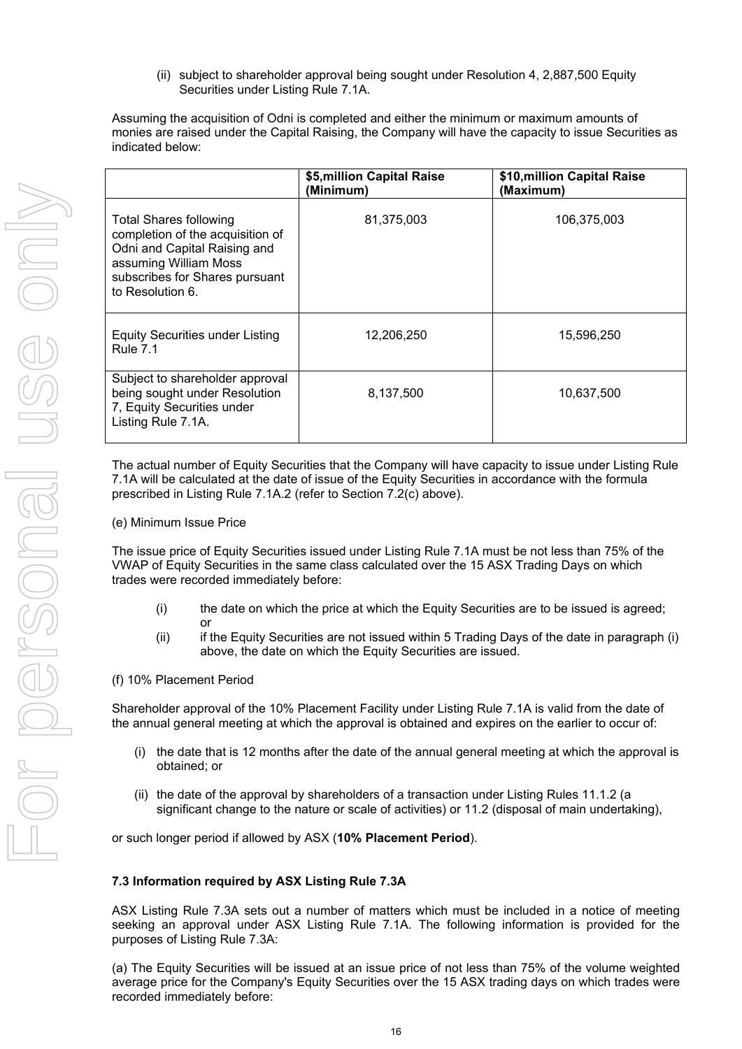(ii) subject to shareholder approval being sought under Resolution 4, 2,887,500 Equity Securities under Listing Rule 7.1A.

Assuming the acquisition of Odni is completed and either the minimum or maximum amounts of monies are raised under the Capital Raising, the Company will have the capacity to issue Securities as indicated below:

| | **$5,million Capital Raise (Minimum)** | **$10,million Capital Raise (Maximum)** |
|---|---|---|
| Total Shares following completion of the acquisition of Odni and Capital Raising and assuming William Moss subscribes for Shares pursuant to Resolution 6. | 81,375,003 | 106,375,003 |
| Equity Securities under Listing Rule 7.1 | 12,206,250 | 15,596,250 |
| Subject to shareholder approval being sought under Resolution 7, Equity Securities under Listing Rule 7.1A. | 8,137,500 | 10,637,500 |

The actual number of Equity Securities that the Company will have capacity to issue under Listing Rule 7.1A will be calculated at the date of issue of the Equity Securities in accordance with the formula prescribed in Listing Rule 7.1A.2 (refer to Section 7.2(c) above).

(e) Minimum Issue Price

The issue price of Equity Securities issued under Listing Rule 7.1A must be not less than 75% of the VWAP of Equity Securities in the same class calculated over the 15 ASX Trading Days on which trades were recorded immediately before:

(i) the date on which the price at which the Equity Securities are to be issued is agreed; or

(ii) if the Equity Securities are not issued within 5 Trading Days of the date in paragraph (i) above, the date on which the Equity Securities are issued.

(f) 10% Placement Period

Shareholder approval of the 10% Placement Facility under Listing Rule 7.1A is valid from the date of the annual general meeting at which the approval is obtained and expires on the earlier to occur of:

(i) the date that is 12 months after the date of the annual general meeting at which the approval is obtained; or

(ii) the date of the approval by shareholders of a transaction under Listing Rules 11.1.2 (a significant change to the nature or scale of activities) or 11.2 (disposal of main undertaking),

or such longer period if allowed by ASX (**10% Placement Period**).

**7.3 Information required by ASX Listing Rule 7.3A**

ASX Listing Rule 7.3A sets out a number of matters which must be included in a notice of meeting seeking an approval under ASX Listing Rule 7.1A. The following information is provided for the purposes of Listing Rule 7.3A:

(a) The Equity Securities will be issued at an issue price of not less than 75% of the volume weighted average price for the Company's Equity Securities over the 15 ASX trading days on which trades were recorded immediately before: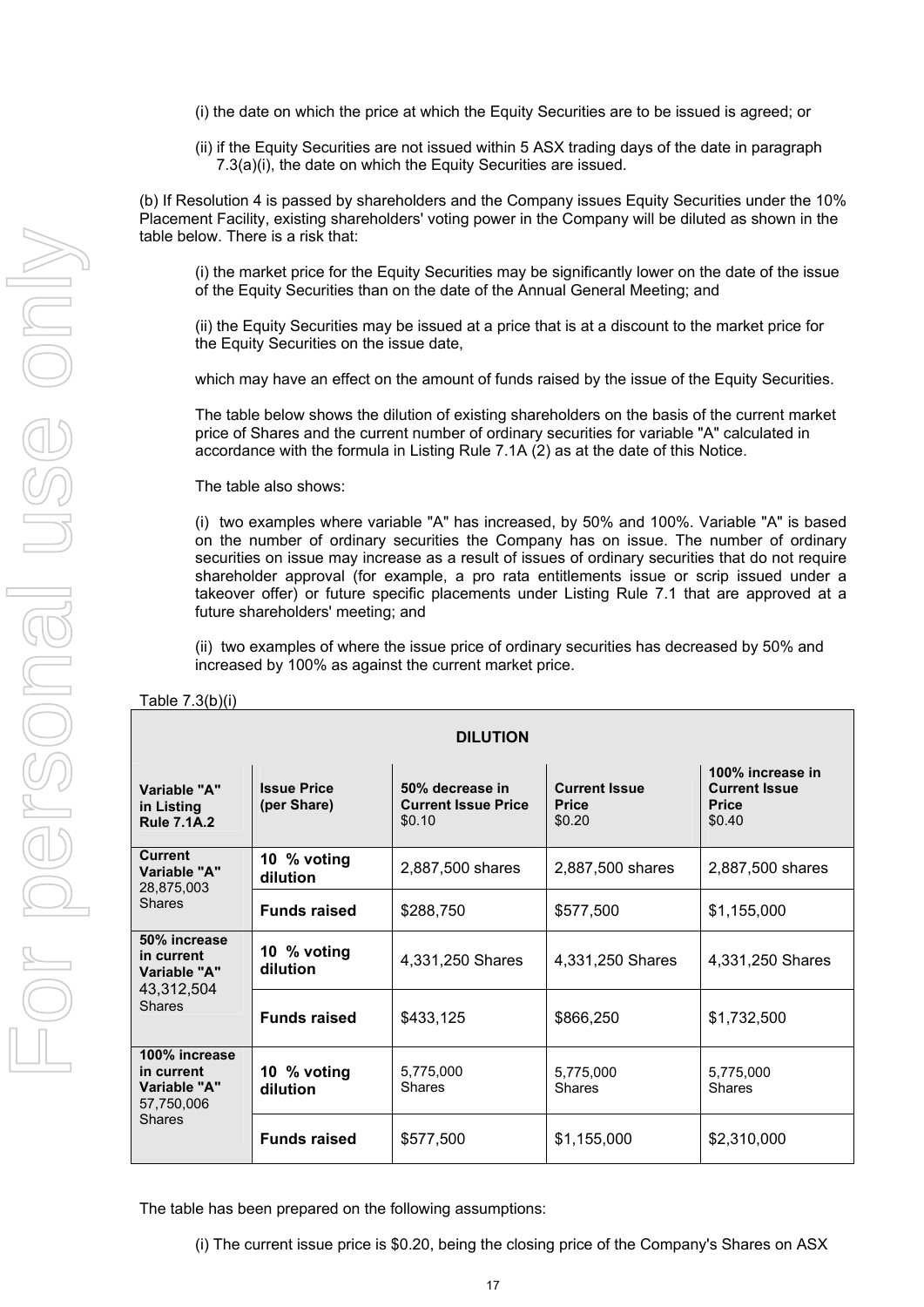(i) the date on which the price at which the Equity Securities are to be issued is agreed; or

(ii) if the Equity Securities are not issued within 5 ASX trading days of the date in paragraph 7.3(a)(i), the date on which the Equity Securities are issued.

(b) If Resolution 4 is passed by shareholders and the Company issues Equity Securities under the 10% Placement Facility, existing shareholders' voting power in the Company will be diluted as shown in the table below. There is a risk that:

(i) the market price for the Equity Securities may be significantly lower on the date of the issue of the Equity Securities than on the date of the Annual General Meeting; and

(ii) the Equity Securities may be issued at a price that is at a discount to the market price for the Equity Securities on the issue date,

which may have an effect on the amount of funds raised by the issue of the Equity Securities.

The table below shows the dilution of existing shareholders on the basis of the current market price of Shares and the current number of ordinary securities for variable "A" calculated in accordance with the formula in Listing Rule 7.1A (2) as at the date of this Notice.

The table also shows:

(i) two examples where variable "A" has increased, by 50% and 100%. Variable "A" is based on the number of ordinary securities the Company has on issue. The number of ordinary securities on issue may increase as a result of issues of ordinary securities that do not require shareholder approval (for example, a pro rata entitlements issue or scrip issued under a takeover offer) or future specific placements under Listing Rule 7.1 that are approved at a future shareholders' meeting; and

(ii) two examples of where the issue price of ordinary securities has decreased by 50% and increased by 100% as against the current market price.

Table 7.3(b)(i)

| DILUTION | | | | |
|---|---|---|---|---|
| **Variable "A" in Listing Rule 7.1A.2** | **Issue Price (per Share)** | **50% decrease in Current Issue Price** $0.10 | **Current Issue Price** $0.20 | **100% increase in Current Issue Price** $0.40 |
| **Current Variable "A"** 28,875,003 Shares | **10 % voting dilution** | 2,887,500 shares | 2,887,500 shares | 2,887,500 shares |
| | **Funds raised** | $288,750 | $577,500 | $1,155,000 |
| **50% increase in current Variable "A"** 43,312,504 Shares | **10 % voting dilution** | 4,331,250 Shares | 4,331,250 Shares | 4,331,250 Shares |
| | **Funds raised** | $433,125 | $866,250 | $1,732,500 |
| **100% increase in current Variable "A"** 57,750,006 Shares | **10 % voting dilution** | 5,775,000 Shares | 5,775,000 Shares | 5,775,000 Shares |
| | **Funds raised** | $577,500 | $1,155,000 | $2,310,000 |

The table has been prepared on the following assumptions:

(i) The current issue price is $0.20, being the closing price of the Company's Shares on ASX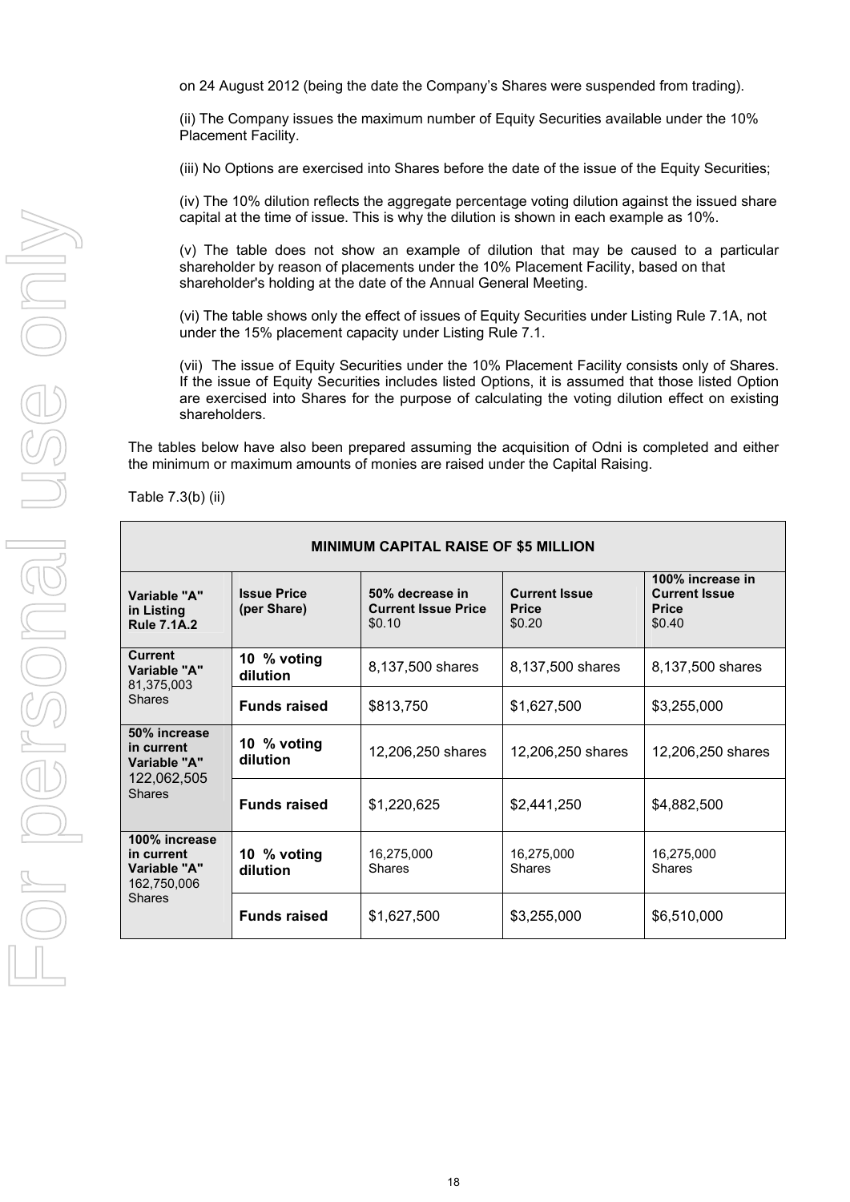on 24 August 2012 (being the date the Company's Shares were suspended from trading).

(ii) The Company issues the maximum number of Equity Securities available under the 10% Placement Facility.

(iii) No Options are exercised into Shares before the date of the issue of the Equity Securities;

(iv) The 10% dilution reflects the aggregate percentage voting dilution against the issued share capital at the time of issue. This is why the dilution is shown in each example as 10%.

(v) The table does not show an example of dilution that may be caused to a particular shareholder by reason of placements under the 10% Placement Facility, based on that shareholder's holding at the date of the Annual General Meeting.

(vi) The table shows only the effect of issues of Equity Securities under Listing Rule 7.1A, not under the 15% placement capacity under Listing Rule 7.1.

(vii) The issue of Equity Securities under the 10% Placement Facility consists only of Shares. If the issue of Equity Securities includes listed Options, it is assumed that those listed Option are exercised into Shares for the purpose of calculating the voting dilution effect on existing shareholders.

The tables below have also been prepared assuming the acquisition of Odni is completed and either the minimum or maximum amounts of monies are raised under the Capital Raising.

Table 7.3(b) (ii)

| **MINIMUM CAPITAL RAISE OF $5 MILLION** | | | | |
|---|---|---|---|---|
| **Variable "A" in Listing Rule 7.1A.2** | **Issue Price (per Share)** | **50% decrease in Current Issue Price** $0.10 | **Current Issue Price** $0.20 | **100% increase in Current Issue Price** $0.40 |
| **Current Variable "A"** 81,375,003 Shares | **10 % voting dilution** | 8,137,500 shares | 8,137,500 shares | 8,137,500 shares |
| | **Funds raised** | $813,750 | $1,627,500 | $3,255,000 |
| **50% increase in current Variable "A"** 122,062,505 Shares | **10 % voting dilution** | 12,206,250 shares | 12,206,250 shares | 12,206,250 shares |
| | **Funds raised** | $1,220,625 | $2,441,250 | $4,882,500 |
| **100% increase in current Variable "A"** 162,750,006 Shares | **10 % voting dilution** | 16,275,000 Shares | 16,275,000 Shares | 16,275,000 Shares |
| | **Funds raised** | $1,627,500 | $3,255,000 | $6,510,000 |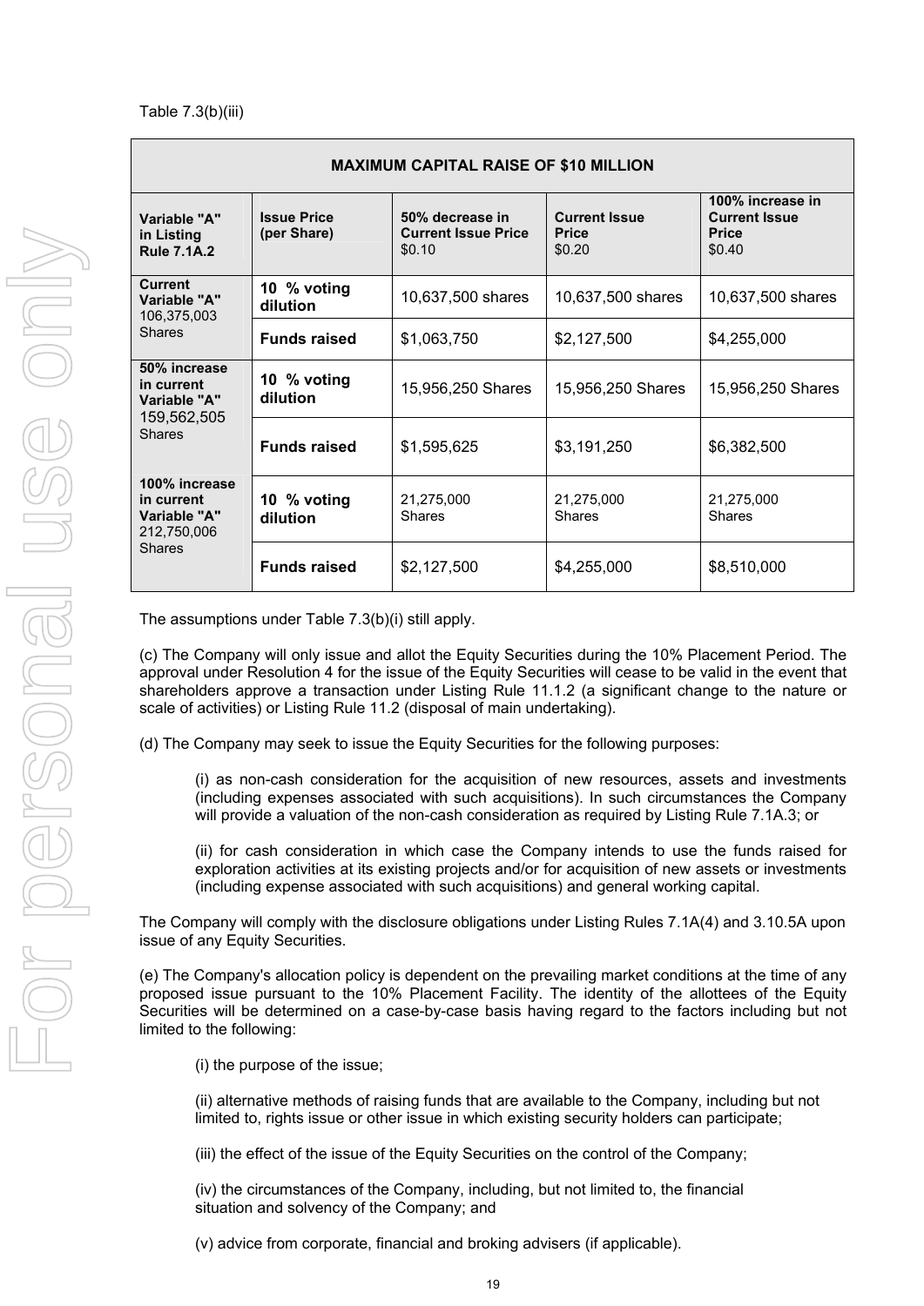Table 7.3(b)(iii)

| MAXIMUM CAPITAL RAISE OF $10 MILLION | | | | |
|---|---|---|---|---|
| **Variable "A" in Listing Rule 7.1A.2** | **Issue Price (per Share)** | **50% decrease in Current Issue Price** $0.10 | **Current Issue Price** $0.20 | **100% increase in Current Issue Price** $0.40 |
| **Current Variable "A"** 106,375,003 Shares | **10 % voting dilution** | 10,637,500 shares | 10,637,500 shares | 10,637,500 shares |
| | **Funds raised** | $1,063,750 | $2,127,500 | $4,255,000 |
| **50% increase in current Variable "A"** 159,562,505 Shares | **10 % voting dilution** | 15,956,250 Shares | 15,956,250 Shares | 15,956,250 Shares |
| | **Funds raised** | $1,595,625 | $3,191,250 | $6,382,500 |
| **100% increase in current Variable "A"** 212,750,006 Shares | **10 % voting dilution** | 21,275,000 Shares | 21,275,000 Shares | 21,275,000 Shares |
| | **Funds raised** | $2,127,500 | $4,255,000 | $8,510,000 |

The assumptions under Table 7.3(b)(i) still apply.

(c) The Company will only issue and allot the Equity Securities during the 10% Placement Period. The approval under Resolution 4 for the issue of the Equity Securities will cease to be valid in the event that shareholders approve a transaction under Listing Rule 11.1.2 (a significant change to the nature or scale of activities) or Listing Rule 11.2 (disposal of main undertaking).

(d) The Company may seek to issue the Equity Securities for the following purposes:

(i) as non-cash consideration for the acquisition of new resources, assets and investments (including expenses associated with such acquisitions). In such circumstances the Company will provide a valuation of the non-cash consideration as required by Listing Rule 7.1A.3; or

(ii) for cash consideration in which case the Company intends to use the funds raised for exploration activities at its existing projects and/or for acquisition of new assets or investments (including expense associated with such acquisitions) and general working capital.

The Company will comply with the disclosure obligations under Listing Rules 7.1A(4) and 3.10.5A upon issue of any Equity Securities.

(e) The Company's allocation policy is dependent on the prevailing market conditions at the time of any proposed issue pursuant to the 10% Placement Facility. The identity of the allottees of the Equity Securities will be determined on a case-by-case basis having regard to the factors including but not limited to the following:

(i) the purpose of the issue;

(ii) alternative methods of raising funds that are available to the Company, including but not limited to, rights issue or other issue in which existing security holders can participate;

(iii) the effect of the issue of the Equity Securities on the control of the Company;

(iv) the circumstances of the Company, including, but not limited to, the financial situation and solvency of the Company; and

(v) advice from corporate, financial and broking advisers (if applicable).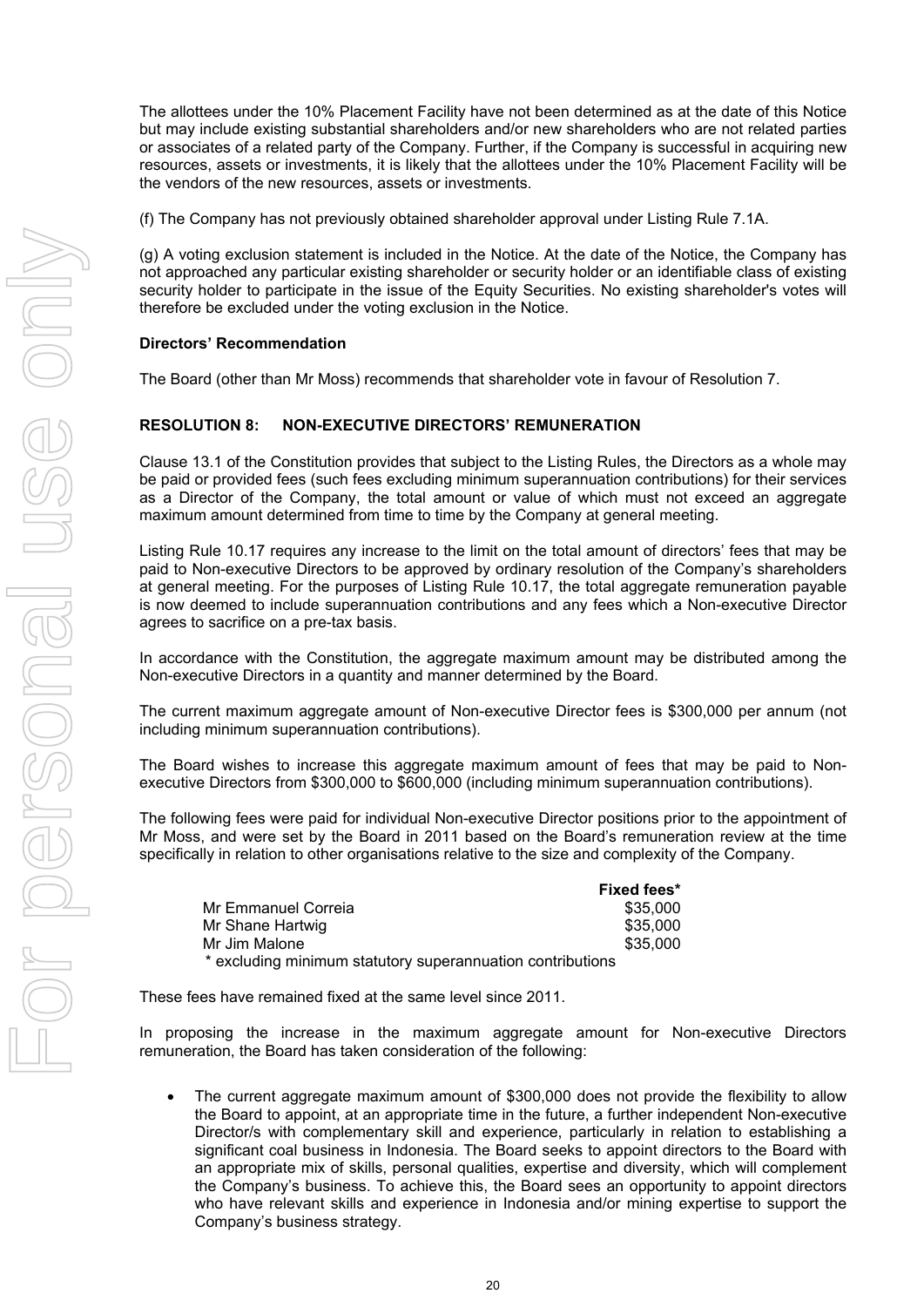The allottees under the 10% Placement Facility have not been determined as at the date of this Notice but may include existing substantial shareholders and/or new shareholders who are not related parties or associates of a related party of the Company. Further, if the Company is successful in acquiring new resources, assets or investments, it is likely that the allottees under the 10% Placement Facility will be the vendors of the new resources, assets or investments.

(f) The Company has not previously obtained shareholder approval under Listing Rule 7.1A.

(g) A voting exclusion statement is included in the Notice. At the date of the Notice, the Company has not approached any particular existing shareholder or security holder or an identifiable class of existing security holder to participate in the issue of the Equity Securities. No existing shareholder's votes will therefore be excluded under the voting exclusion in the Notice.

**Directors' Recommendation**

The Board (other than Mr Moss) recommends that shareholder vote in favour of Resolution 7.

**RESOLUTION 8: NON-EXECUTIVE DIRECTORS' REMUNERATION**

Clause 13.1 of the Constitution provides that subject to the Listing Rules, the Directors as a whole may be paid or provided fees (such fees excluding minimum superannuation contributions) for their services as a Director of the Company, the total amount or value of which must not exceed an aggregate maximum amount determined from time to time by the Company at general meeting.

Listing Rule 10.17 requires any increase to the limit on the total amount of directors' fees that may be paid to Non-executive Directors to be approved by ordinary resolution of the Company's shareholders at general meeting. For the purposes of Listing Rule 10.17, the total aggregate remuneration payable is now deemed to include superannuation contributions and any fees which a Non-executive Director agrees to sacrifice on a pre-tax basis.

In accordance with the Constitution, the aggregate maximum amount may be distributed among the Non-executive Directors in a quantity and manner determined by the Board.

The current maximum aggregate amount of Non-executive Director fees is $300,000 per annum (not including minimum superannuation contributions).

The Board wishes to increase this aggregate maximum amount of fees that may be paid to Non-executive Directors from $300,000 to $600,000 (including minimum superannuation contributions).

The following fees were paid for individual Non-executive Director positions prior to the appointment of Mr Moss, and were set by the Board in 2011 based on the Board's remuneration review at the time specifically in relation to other organisations relative to the size and complexity of the Company.

| | Fixed fees* |
|---|---|
| Mr Emmanuel Correia | $35,000 |
| Mr Shane Hartwig | $35,000 |
| Mr Jim Malone | $35,000 |

\* excluding minimum statutory superannuation contributions

These fees have remained fixed at the same level since 2011.

In proposing the increase in the maximum aggregate amount for Non-executive Directors remuneration, the Board has taken consideration of the following:

- The current aggregate maximum amount of $300,000 does not provide the flexibility to allow the Board to appoint, at an appropriate time in the future, a further independent Non-executive Director/s with complementary skill and experience, particularly in relation to establishing a significant coal business in Indonesia. The Board seeks to appoint directors to the Board with an appropriate mix of skills, personal qualities, expertise and diversity, which will complement the Company's business. To achieve this, the Board sees an opportunity to appoint directors who have relevant skills and experience in Indonesia and/or mining expertise to support the Company's business strategy.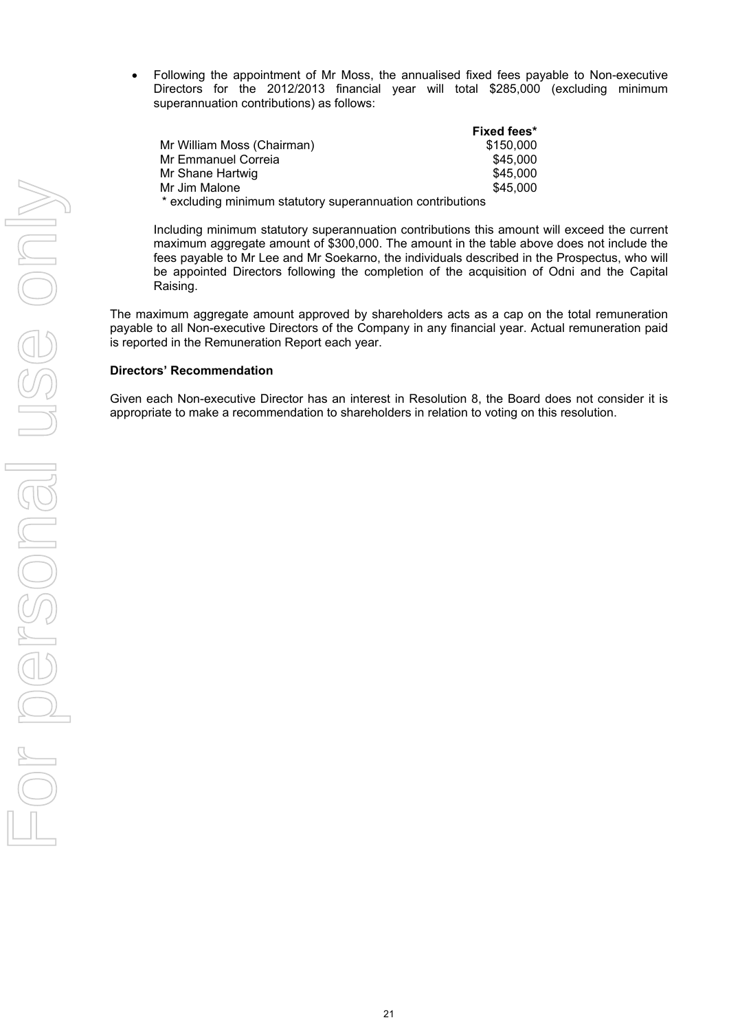- Following the appointment of Mr Moss, the annualised fixed fees payable to Non-executive Directors for the 2012/2013 financial year will total $285,000 (excluding minimum superannuation contributions) as follows:

| | Fixed fees* |
|---|---|
| Mr William Moss (Chairman) | $150,000 |
| Mr Emmanuel Correia | $45,000 |
| Mr Shane Hartwig | $45,000 |
| Mr Jim Malone | $45,000 |

\* excluding minimum statutory superannuation contributions

Including minimum statutory superannuation contributions this amount will exceed the current maximum aggregate amount of $300,000. The amount in the table above does not include the fees payable to Mr Lee and Mr Soekarno, the individuals described in the Prospectus, who will be appointed Directors following the completion of the acquisition of Odni and the Capital Raising.

The maximum aggregate amount approved by shareholders acts as a cap on the total remuneration payable to all Non-executive Directors of the Company in any financial year. Actual remuneration paid is reported in the Remuneration Report each year.

**Directors' Recommendation**

Given each Non-executive Director has an interest in Resolution 8, the Board does not consider it is appropriate to make a recommendation to shareholders in relation to voting on this resolution.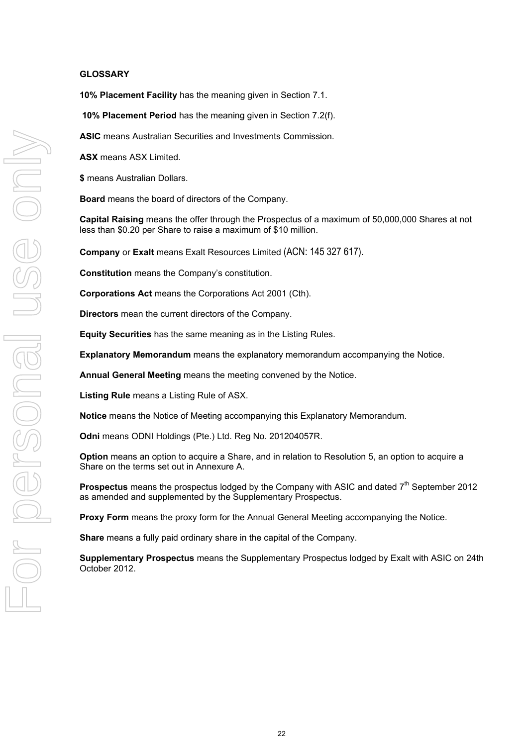# GLOSSARY

**10% Placement Facility** has the meaning given in Section 7.1.

**10% Placement Period** has the meaning given in Section 7.2(f).

**ASIC** means Australian Securities and Investments Commission.

**ASX** means ASX Limited.

**$** means Australian Dollars.

**Board** means the board of directors of the Company.

**Capital Raising** means the offer through the Prospectus of a maximum of 50,000,000 Shares at not less than $0.20 per Share to raise a maximum of $10 million.

**Company** or **Exalt** means Exalt Resources Limited (ACN: 145 327 617).

**Constitution** means the Company's constitution.

**Corporations Act** means the Corporations Act 2001 (Cth).

**Directors** mean the current directors of the Company.

**Equity Securities** has the same meaning as in the Listing Rules.

**Explanatory Memorandum** means the explanatory memorandum accompanying the Notice.

**Annual General Meeting** means the meeting convened by the Notice.

**Listing Rule** means a Listing Rule of ASX.

**Notice** means the Notice of Meeting accompanying this Explanatory Memorandum.

**Odni** means ODNI Holdings (Pte.) Ltd. Reg No. 201204057R.

**Option** means an option to acquire a Share, and in relation to Resolution 5, an option to acquire a Share on the terms set out in Annexure A.

**Prospectus** means the prospectus lodged by the Company with ASIC and dated 7th September 2012 as amended and supplemented by the Supplementary Prospectus.

**Proxy Form** means the proxy form for the Annual General Meeting accompanying the Notice.

**Share** means a fully paid ordinary share in the capital of the Company.

**Supplementary Prospectus** means the Supplementary Prospectus lodged by Exalt with ASIC on 24th October 2012.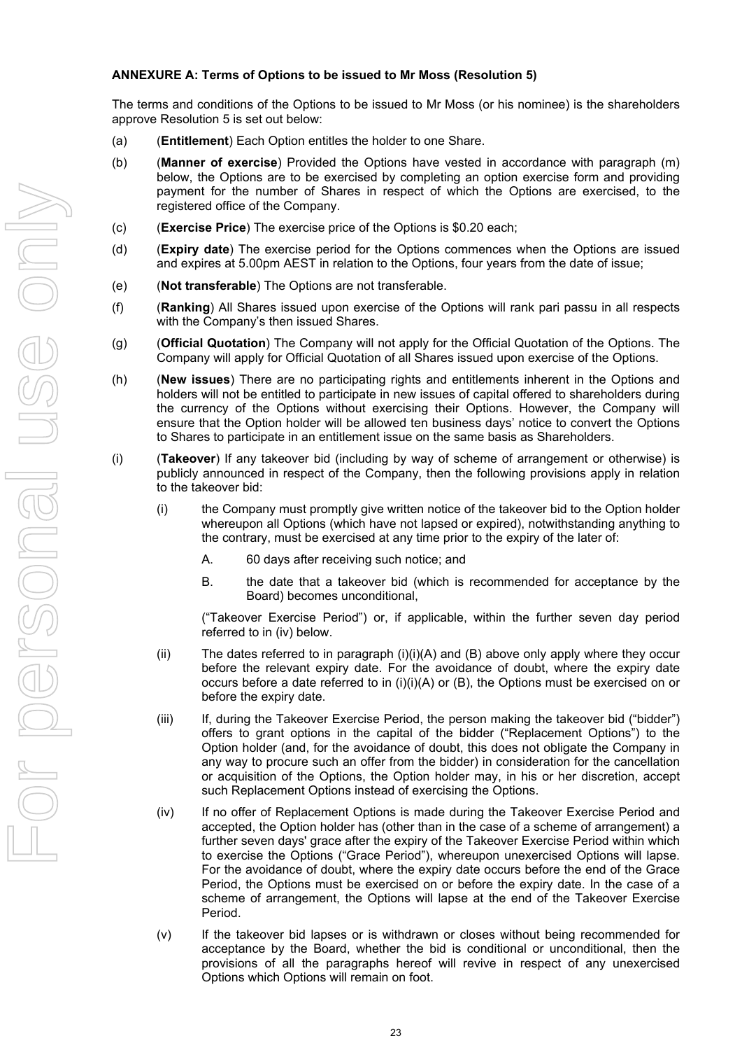**ANNEXURE A: Terms of Options to be issued to Mr Moss (Resolution 5)**

The terms and conditions of the Options to be issued to Mr Moss (or his nominee) is the shareholders approve Resolution 5 is set out below:

(a) (**Entitlement**) Each Option entitles the holder to one Share.

(b) (**Manner of exercise**) Provided the Options have vested in accordance with paragraph (m) below, the Options are to be exercised by completing an option exercise form and providing payment for the number of Shares in respect of which the Options are exercised, to the registered office of the Company.

(c) (**Exercise Price**) The exercise price of the Options is $0.20 each;

(d) (**Expiry date**) The exercise period for the Options commences when the Options are issued and expires at 5.00pm AEST in relation to the Options, four years from the date of issue;

(e) (**Not transferable**) The Options are not transferable.

(f) (**Ranking**) All Shares issued upon exercise of the Options will rank pari passu in all respects with the Company's then issued Shares.

(g) (**Official Quotation**) The Company will not apply for the Official Quotation of the Options. The Company will apply for Official Quotation of all Shares issued upon exercise of the Options.

(h) (**New issues**) There are no participating rights and entitlements inherent in the Options and holders will not be entitled to participate in new issues of capital offered to shareholders during the currency of the Options without exercising their Options. However, the Company will ensure that the Option holder will be allowed ten business days' notice to convert the Options to Shares to participate in an entitlement issue on the same basis as Shareholders.

(i) (**Takeover**) If any takeover bid (including by way of scheme of arrangement or otherwise) is publicly announced in respect of the Company, then the following provisions apply in relation to the takeover bid:

  (i) the Company must promptly give written notice of the takeover bid to the Option holder whereupon all Options (which have not lapsed or expired), notwithstanding anything to the contrary, must be exercised at any time prior to the expiry of the later of:

    A. 60 days after receiving such notice; and

    B. the date that a takeover bid (which is recommended for acceptance by the Board) becomes unconditional,

  ("Takeover Exercise Period") or, if applicable, within the further seven day period referred to in (iv) below.

  (ii) The dates referred to in paragraph (i)(i)(A) and (B) above only apply where they occur before the relevant expiry date. For the avoidance of doubt, where the expiry date occurs before a date referred to in (i)(i)(A) or (B), the Options must be exercised on or before the expiry date.

  (iii) If, during the Takeover Exercise Period, the person making the takeover bid ("bidder") offers to grant options in the capital of the bidder ("Replacement Options") to the Option holder (and, for the avoidance of doubt, this does not obligate the Company in any way to procure such an offer from the bidder) in consideration for the cancellation or acquisition of the Options, the Option holder may, in his or her discretion, accept such Replacement Options instead of exercising the Options.

  (iv) If no offer of Replacement Options is made during the Takeover Exercise Period and accepted, the Option holder has (other than in the case of a scheme of arrangement) a further seven days' grace after the expiry of the Takeover Exercise Period within which to exercise the Options ("Grace Period"), whereupon unexercised Options will lapse. For the avoidance of doubt, where the expiry date occurs before the end of the Grace Period, the Options must be exercised on or before the expiry date. In the case of a scheme of arrangement, the Options will lapse at the end of the Takeover Exercise Period.

  (v) If the takeover bid lapses or is withdrawn or closes without being recommended for acceptance by the Board, whether the bid is conditional or unconditional, then the provisions of all the paragraphs hereof will revive in respect of any unexercised Options which Options will remain on foot.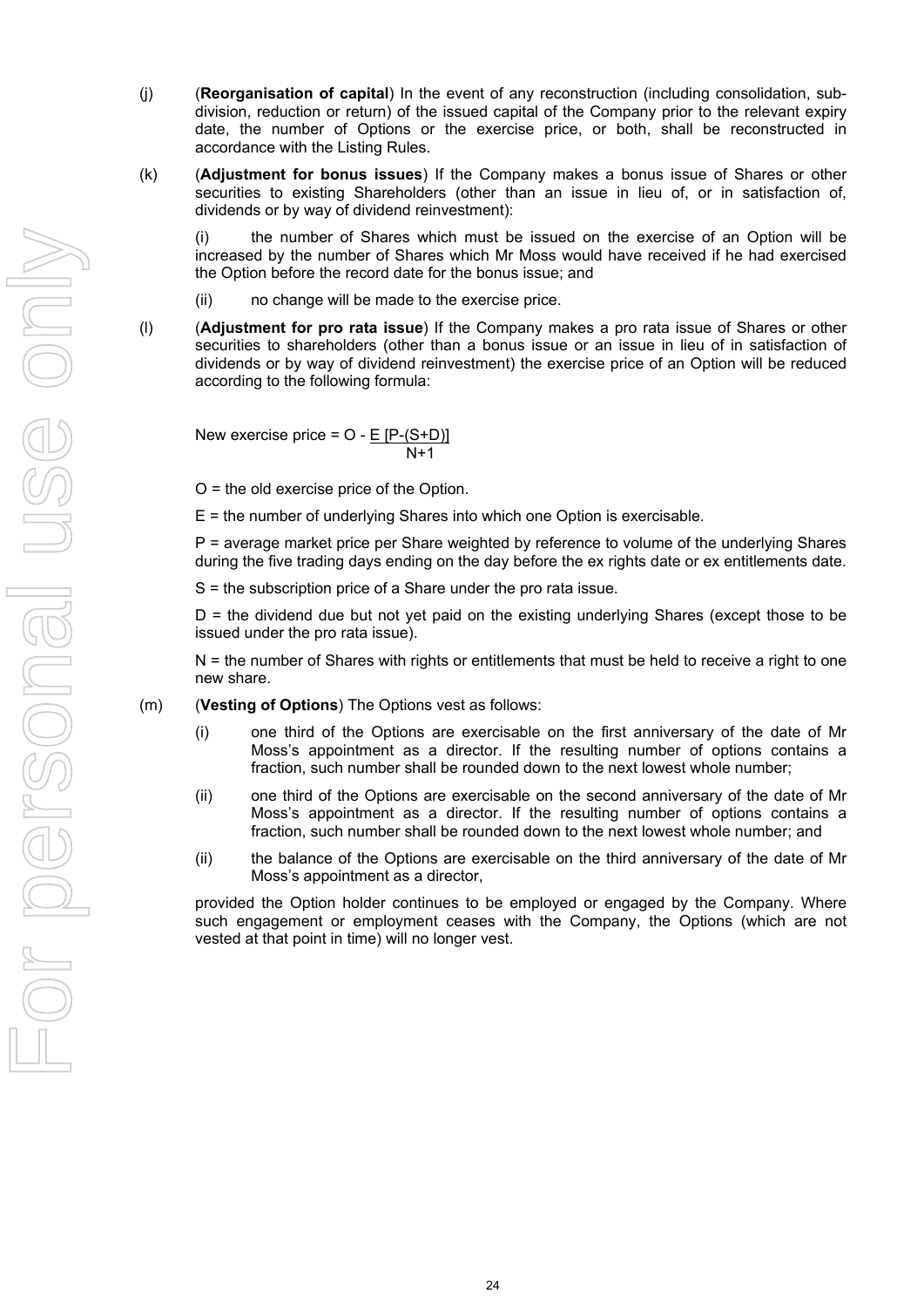(j) (**Reorganisation of capital**) In the event of any reconstruction (including consolidation, sub-division, reduction or return) of the issued capital of the Company prior to the relevant expiry date, the number of Options or the exercise price, or both, shall be reconstructed in accordance with the Listing Rules.

(k) (**Adjustment for bonus issues**) If the Company makes a bonus issue of Shares or other securities to existing Shareholders (other than an issue in lieu of, or in satisfaction of, dividends or by way of dividend reinvestment):

(i) the number of Shares which must be issued on the exercise of an Option will be increased by the number of Shares which Mr Moss would have received if he had exercised the Option before the record date for the bonus issue; and

(ii) no change will be made to the exercise price.

(l) (**Adjustment for pro rata issue**) If the Company makes a pro rata issue of Shares or other securities to shareholders (other than a bonus issue or an issue in lieu of in satisfaction of dividends or by way of dividend reinvestment) the exercise price of an Option will be reduced according to the following formula:

$$\text{New exercise price} = O - \frac{E\,[P-(S+D)]}{N+1}$$

O = the old exercise price of the Option.

E = the number of underlying Shares into which one Option is exercisable.

P = average market price per Share weighted by reference to volume of the underlying Shares during the five trading days ending on the day before the ex rights date or ex entitlements date.

S = the subscription price of a Share under the pro rata issue.

D = the dividend due but not yet paid on the existing underlying Shares (except those to be issued under the pro rata issue).

N = the number of Shares with rights or entitlements that must be held to receive a right to one new share.

(m) (**Vesting of Options**) The Options vest as follows:

(i) one third of the Options are exercisable on the first anniversary of the date of Mr Moss's appointment as a director. If the resulting number of options contains a fraction, such number shall be rounded down to the next lowest whole number;

(ii) one third of the Options are exercisable on the second anniversary of the date of Mr Moss's appointment as a director. If the resulting number of options contains a fraction, such number shall be rounded down to the next lowest whole number; and

(ii) the balance of the Options are exercisable on the third anniversary of the date of Mr Moss's appointment as a director,

provided the Option holder continues to be employed or engaged by the Company. Where such engagement or employment ceases with the Company, the Options (which are not vested at that point in time) will no longer vest.